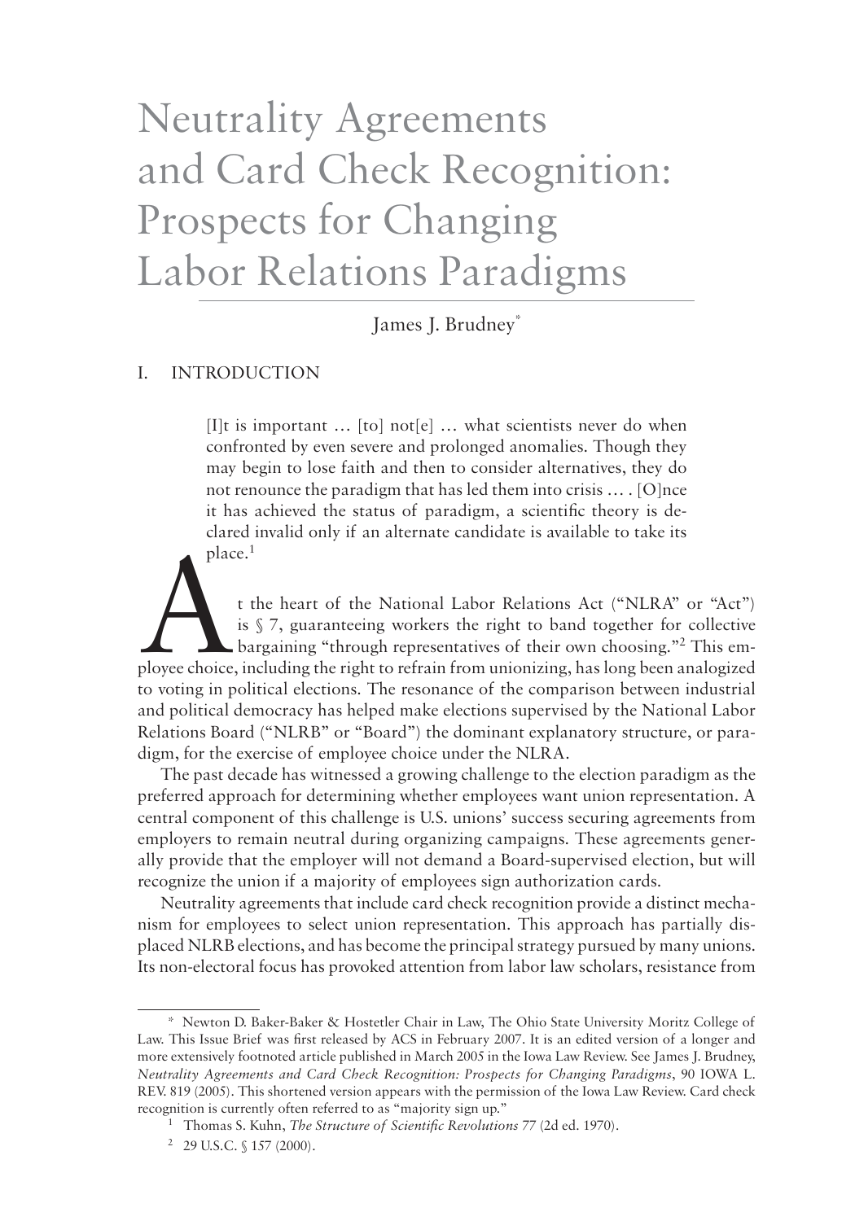# Neutrality Agreements and Card Check Recognition: Prospects for Changing Labor Relations Paradigms

James J. Brudney*

## I. INTRODUCTION

> [I]t is important … [to] not[e] … what scientists never do when confronted by even severe and prolonged anomalies. Though they may begin to lose faith and then to consider alternatives, they do not renounce the paradigm that has led them into crisis … . [O]nce it has achieved the status of paradigm, a scientific theory is declared invalid only if an alternate candidate is available to take its place.[1]

At the heart of the National Labor Relations Act ("NLRA" or "Act") is § 7, guaranteeing workers the right to band together for collective bargaining "through representatives of their own choosing."[2] This employee choice, including the right to refrain from unionizing, has long been analogized to voting in political elections. The resonance of the comparison between industrial and political democracy has helped make elections supervised by the National Labor Relations Board ("NLRB" or "Board") the dominant explanatory structure, or paradigm, for the exercise of employee choice under the NLRA.

The past decade has witnessed a growing challenge to the election paradigm as the preferred approach for determining whether employees want union representation. A central component of this challenge is U.S. unions' success securing agreements from employers to remain neutral during organizing campaigns. These agreements generally provide that the employer will not demand a Board-supervised election, but will recognize the union if a majority of employees sign authorization cards.

Neutrality agreements that include card check recognition provide a distinct mechanism for employees to select union representation. This approach has partially displaced NLRB elections, and has become the principal strategy pursued by many unions. Its non-electoral focus has provoked attention from labor law scholars, resistance from

---

\* Newton D. Baker-Baker & Hostetler Chair in Law, The Ohio State University Moritz College of Law. This Issue Brief was first released by ACS in February 2007. It is an edited version of a longer and more extensively footnoted article published in March 2005 in the Iowa Law Review. See James J. Brudney, *Neutrality Agreements and Card Check Recognition: Prospects for Changing Paradigms*, 90 IOWA L. REV. 819 (2005). This shortened version appears with the permission of the Iowa Law Review. Card check recognition is currently often referred to as "majority sign up."

[1] Thomas S. Kuhn, *The Structure of Scientific Revolutions* 77 (2d ed. 1970).

[2] 29 U.S.C. § 157 (2000).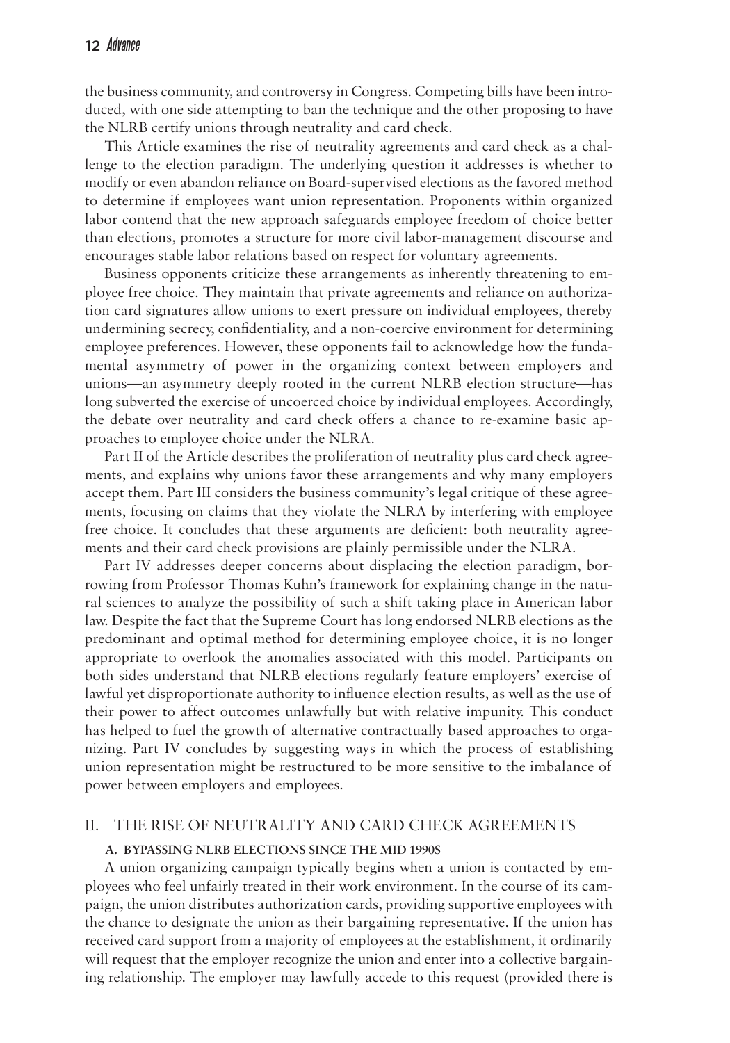the business community, and controversy in Congress. Competing bills have been introduced, with one side attempting to ban the technique and the other proposing to have the NLRB certify unions through neutrality and card check.

This Article examines the rise of neutrality agreements and card check as a challenge to the election paradigm. The underlying question it addresses is whether to modify or even abandon reliance on Board-supervised elections as the favored method to determine if employees want union representation. Proponents within organized labor contend that the new approach safeguards employee freedom of choice better than elections, promotes a structure for more civil labor-management discourse and encourages stable labor relations based on respect for voluntary agreements.

Business opponents criticize these arrangements as inherently threatening to employee free choice. They maintain that private agreements and reliance on authorization card signatures allow unions to exert pressure on individual employees, thereby undermining secrecy, confidentiality, and a non-coercive environment for determining employee preferences. However, these opponents fail to acknowledge how the fundamental asymmetry of power in the organizing context between employers and unions—an asymmetry deeply rooted in the current NLRB election structure—has long subverted the exercise of uncoerced choice by individual employees. Accordingly, the debate over neutrality and card check offers a chance to re-examine basic approaches to employee choice under the NLRA.

Part II of the Article describes the proliferation of neutrality plus card check agreements, and explains why unions favor these arrangements and why many employers accept them. Part III considers the business community's legal critique of these agreements, focusing on claims that they violate the NLRA by interfering with employee free choice. It concludes that these arguments are deficient: both neutrality agreements and their card check provisions are plainly permissible under the NLRA.

Part IV addresses deeper concerns about displacing the election paradigm, borrowing from Professor Thomas Kuhn's framework for explaining change in the natural sciences to analyze the possibility of such a shift taking place in American labor law. Despite the fact that the Supreme Court has long endorsed NLRB elections as the predominant and optimal method for determining employee choice, it is no longer appropriate to overlook the anomalies associated with this model. Participants on both sides understand that NLRB elections regularly feature employers' exercise of lawful yet disproportionate authority to influence election results, as well as the use of their power to affect outcomes unlawfully but with relative impunity. This conduct has helped to fuel the growth of alternative contractually based approaches to organizing. Part IV concludes by suggesting ways in which the process of establishing union representation might be restructured to be more sensitive to the imbalance of power between employers and employees.

## II. THE RISE OF NEUTRALITY AND CARD CHECK AGREEMENTS

### A. BYPASSING NLRB ELECTIONS SINCE THE MID 1990S

A union organizing campaign typically begins when a union is contacted by employees who feel unfairly treated in their work environment. In the course of its campaign, the union distributes authorization cards, providing supportive employees with the chance to designate the union as their bargaining representative. If the union has received card support from a majority of employees at the establishment, it ordinarily will request that the employer recognize the union and enter into a collective bargaining relationship. The employer may lawfully accede to this request (provided there is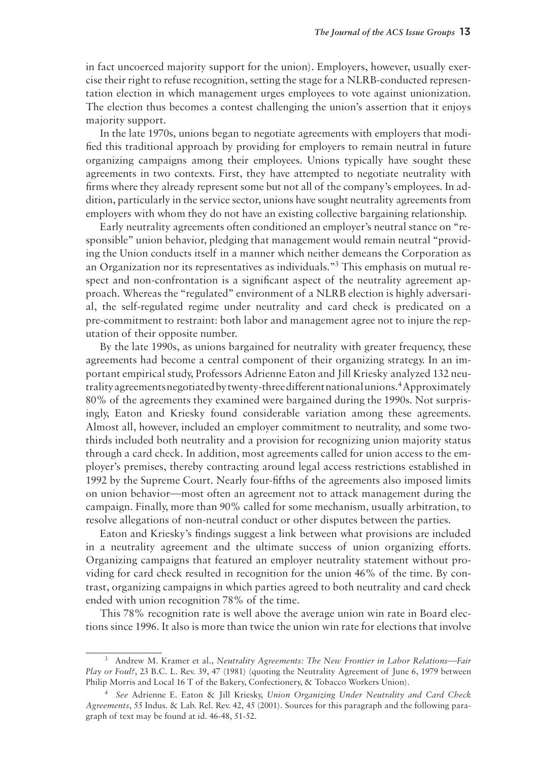in fact uncoerced majority support for the union). Employers, however, usually exercise their right to refuse recognition, setting the stage for a NLRB-conducted representation election in which management urges employees to vote against unionization. The election thus becomes a contest challenging the union's assertion that it enjoys majority support.

In the late 1970s, unions began to negotiate agreements with employers that modified this traditional approach by providing for employers to remain neutral in future organizing campaigns among their employees. Unions typically have sought these agreements in two contexts. First, they have attempted to negotiate neutrality with firms where they already represent some but not all of the company's employees. In addition, particularly in the service sector, unions have sought neutrality agreements from employers with whom they do not have an existing collective bargaining relationship.

Early neutrality agreements often conditioned an employer's neutral stance on "responsible" union behavior, pledging that management would remain neutral "providing the Union conducts itself in a manner which neither demeans the Corporation as an Organization nor its representatives as individuals."[3] This emphasis on mutual respect and non-confrontation is a significant aspect of the neutrality agreement approach. Whereas the "regulated" environment of a NLRB election is highly adversarial, the self-regulated regime under neutrality and card check is predicated on a pre-commitment to restraint: both labor and management agree not to injure the reputation of their opposite number.

By the late 1990s, as unions bargained for neutrality with greater frequency, these agreements had become a central component of their organizing strategy. In an important empirical study, Professors Adrienne Eaton and Jill Kriesky analyzed 132 neutrality agreements negotiated by twenty-three different national unions.[4] Approximately 80% of the agreements they examined were bargained during the 1990s. Not surprisingly, Eaton and Kriesky found considerable variation among these agreements. Almost all, however, included an employer commitment to neutrality, and some two-thirds included both neutrality and a provision for recognizing union majority status through a card check. In addition, most agreements called for union access to the employer's premises, thereby contracting around legal access restrictions established in 1992 by the Supreme Court. Nearly four-fifths of the agreements also imposed limits on union behavior—most often an agreement not to attack management during the campaign. Finally, more than 90% called for some mechanism, usually arbitration, to resolve allegations of non-neutral conduct or other disputes between the parties.

Eaton and Kriesky's findings suggest a link between what provisions are included in a neutrality agreement and the ultimate success of union organizing efforts. Organizing campaigns that featured an employer neutrality statement without providing for card check resulted in recognition for the union 46% of the time. By contrast, organizing campaigns in which parties agreed to both neutrality and card check ended with union recognition 78% of the time.

This 78% recognition rate is well above the average union win rate in Board elections since 1996. It also is more than twice the union win rate for elections that involve

---

[3] Andrew M. Kramer et al., *Neutrality Agreements: The New Frontier in Labor Relations—Fair Play or Foul?*, 23 B.C. L. Rev. 39, 47 (1981) (quoting the Neutrality Agreement of June 6, 1979 between Philip Morris and Local 16 T of the Bakery, Confectionery, & Tobacco Workers Union).

[4] *See* Adrienne E. Eaton & Jill Kriesky, *Union Organizing Under Neutrality and Card Check Agreements*, 55 Indus. & Lab. Rel. Rev. 42, 45 (2001). Sources for this paragraph and the following paragraph of text may be found at id. 46-48, 51-52.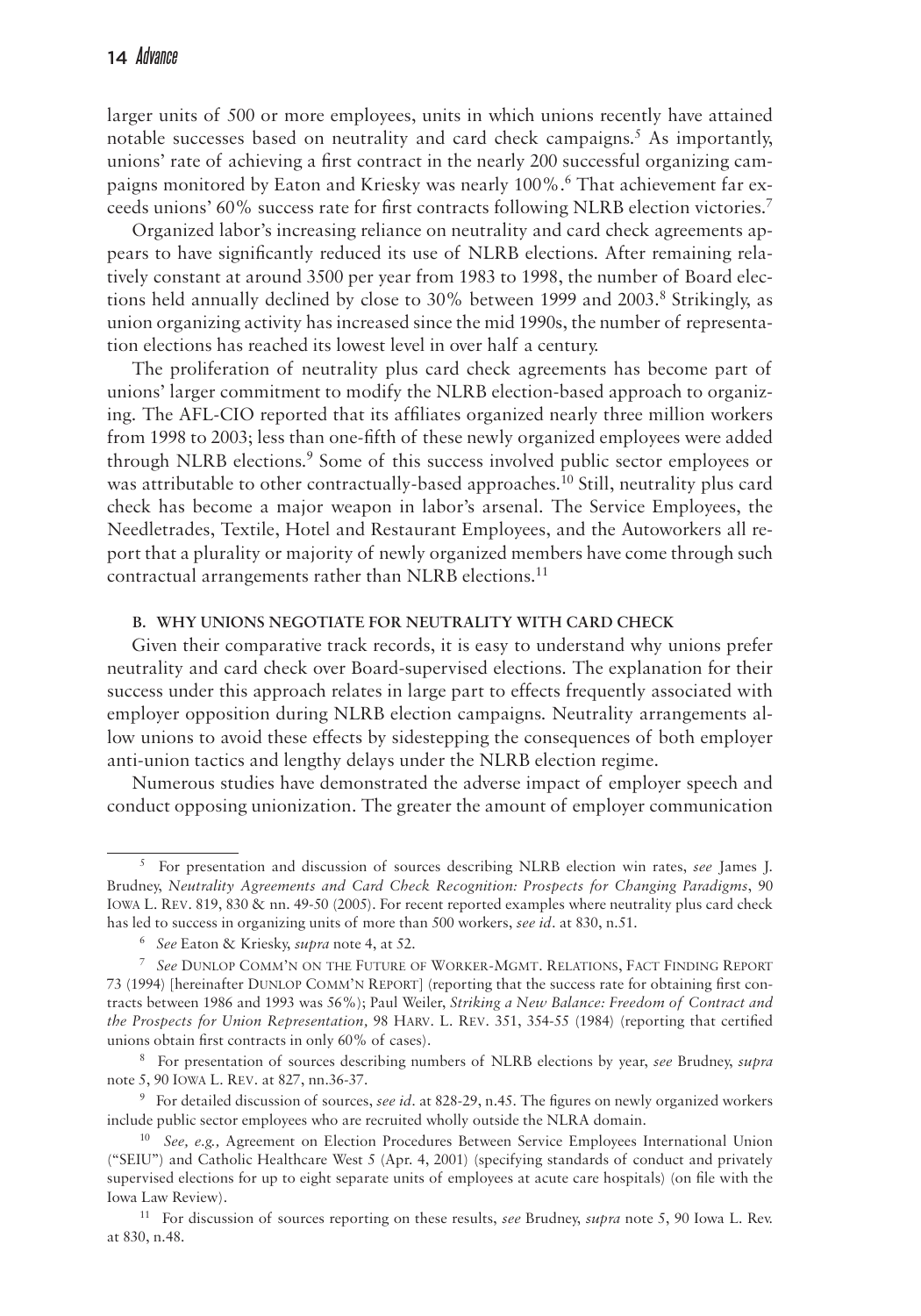larger units of 500 or more employees, units in which unions recently have attained notable successes based on neutrality and card check campaigns.[5] As importantly, unions' rate of achieving a first contract in the nearly 200 successful organizing campaigns monitored by Eaton and Kriesky was nearly 100%.[6] That achievement far exceeds unions' 60% success rate for first contracts following NLRB election victories.[7]

Organized labor's increasing reliance on neutrality and card check agreements appears to have significantly reduced its use of NLRB elections. After remaining relatively constant at around 3500 per year from 1983 to 1998, the number of Board elections held annually declined by close to 30% between 1999 and 2003.[8] Strikingly, as union organizing activity has increased since the mid 1990s, the number of representation elections has reached its lowest level in over half a century.

The proliferation of neutrality plus card check agreements has become part of unions' larger commitment to modify the NLRB election-based approach to organizing. The AFL-CIO reported that its affiliates organized nearly three million workers from 1998 to 2003; less than one-fifth of these newly organized employees were added through NLRB elections.[9] Some of this success involved public sector employees or was attributable to other contractually-based approaches.[10] Still, neutrality plus card check has become a major weapon in labor's arsenal. The Service Employees, the Needletrades, Textile, Hotel and Restaurant Employees, and the Autoworkers all report that a plurality or majority of newly organized members have come through such contractual arrangements rather than NLRB elections.[11]

### B. WHY UNIONS NEGOTIATE FOR NEUTRALITY WITH CARD CHECK

Given their comparative track records, it is easy to understand why unions prefer neutrality and card check over Board-supervised elections. The explanation for their success under this approach relates in large part to effects frequently associated with employer opposition during NLRB election campaigns. Neutrality arrangements allow unions to avoid these effects by sidestepping the consequences of both employer anti-union tactics and lengthy delays under the NLRB election regime.

Numerous studies have demonstrated the adverse impact of employer speech and conduct opposing unionization. The greater the amount of employer communication

---

[5] For presentation and discussion of sources describing NLRB election win rates, *see* James J. Brudney, *Neutrality Agreements and Card Check Recognition: Prospects for Changing Paradigms*, 90 IOWA L. REV. 819, 830 & nn. 49-50 (2005). For recent reported examples where neutrality plus card check has led to success in organizing units of more than 500 workers, *see id*. at 830, n.51.

[6] *See* Eaton & Kriesky, *supra* note 4, at 52.

[7] *See* DUNLOP COMM'N ON THE FUTURE OF WORKER-MGMT. RELATIONS, FACT FINDING REPORT 73 (1994) [hereinafter DUNLOP COMM'N REPORT] (reporting that the success rate for obtaining first contracts between 1986 and 1993 was 56%); Paul Weiler, *Striking a New Balance: Freedom of Contract and the Prospects for Union Representation,* 98 HARV. L. REV. 351, 354-55 (1984) (reporting that certified unions obtain first contracts in only 60% of cases).

[8] For presentation of sources describing numbers of NLRB elections by year, *see* Brudney, *supra* note 5, 90 IOWA L. REV. at 827, nn.36-37.

[9] For detailed discussion of sources, *see id*. at 828-29, n.45. The figures on newly organized workers include public sector employees who are recruited wholly outside the NLRA domain.

[10] *See, e.g.,* Agreement on Election Procedures Between Service Employees International Union ("SEIU") and Catholic Healthcare West 5 (Apr. 4, 2001) (specifying standards of conduct and privately supervised elections for up to eight separate units of employees at acute care hospitals) (on file with the Iowa Law Review).

[11] For discussion of sources reporting on these results, *see* Brudney, *supra* note 5, 90 Iowa L. Rev. at 830, n.48.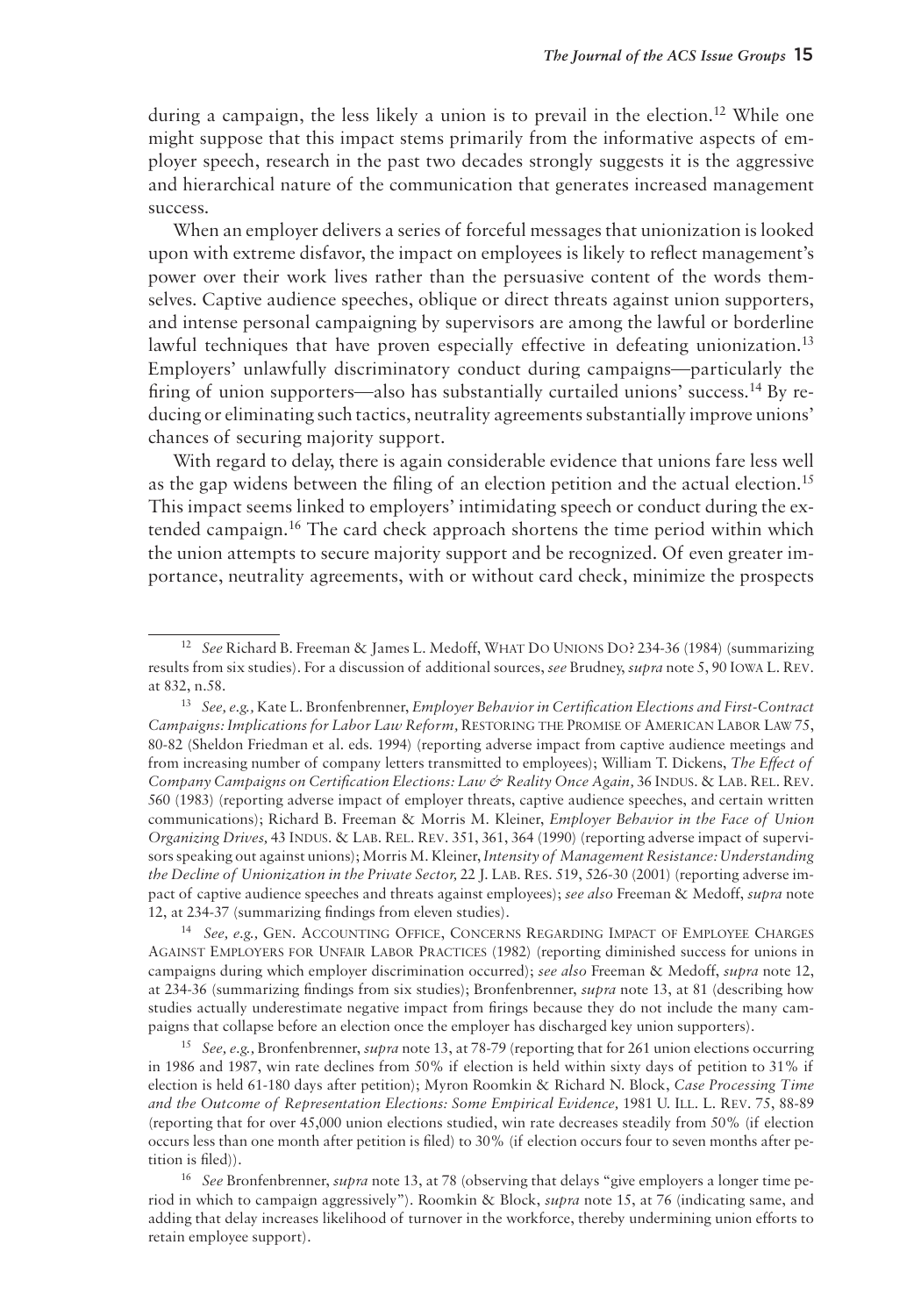during a campaign, the less likely a union is to prevail in the election.[12] While one might suppose that this impact stems primarily from the informative aspects of employer speech, research in the past two decades strongly suggests it is the aggressive and hierarchical nature of the communication that generates increased management success.

When an employer delivers a series of forceful messages that unionization is looked upon with extreme disfavor, the impact on employees is likely to reflect management's power over their work lives rather than the persuasive content of the words themselves. Captive audience speeches, oblique or direct threats against union supporters, and intense personal campaigning by supervisors are among the lawful or borderline lawful techniques that have proven especially effective in defeating unionization.[13] Employers' unlawfully discriminatory conduct during campaigns—particularly the firing of union supporters—also has substantially curtailed unions' success.[14] By reducing or eliminating such tactics, neutrality agreements substantially improve unions' chances of securing majority support.

With regard to delay, there is again considerable evidence that unions fare less well as the gap widens between the filing of an election petition and the actual election.[15] This impact seems linked to employers' intimidating speech or conduct during the extended campaign.[16] The card check approach shortens the time period within which the union attempts to secure majority support and be recognized. Of even greater importance, neutrality agreements, with or without card check, minimize the prospects

---

[12] *See* Richard B. Freeman & James L. Medoff, WHAT DO UNIONS DO? 234-36 (1984) (summarizing results from six studies). For a discussion of additional sources, *see* Brudney, *supra* note 5, 90 IOWA L. REV. at 832, n.58.

[13] *See, e.g.,* Kate L. Bronfenbrenner, *Employer Behavior in Certification Elections and First-Contract Campaigns: Implications for Labor Law Reform,* RESTORING THE PROMISE OF AMERICAN LABOR LAW 75, 80-82 (Sheldon Friedman et al. eds. 1994) (reporting adverse impact from captive audience meetings and from increasing number of company letters transmitted to employees); William T. Dickens, *The Effect of Company Campaigns on Certification Elections: Law & Reality Once Again,* 36 INDUS. & LAB. REL. REV. 560 (1983) (reporting adverse impact of employer threats, captive audience speeches, and certain written communications); Richard B. Freeman & Morris M. Kleiner, *Employer Behavior in the Face of Union Organizing Drives,* 43 INDUS. & LAB. REL. REV. 351, 361, 364 (1990) (reporting adverse impact of supervisors speaking out against unions); Morris M. Kleiner, *Intensity of Management Resistance: Understanding the Decline of Unionization in the Private Sector,* 22 J. LAB. RES. 519, 526-30 (2001) (reporting adverse impact of captive audience speeches and threats against employees); *see also* Freeman & Medoff, *supra* note 12, at 234-37 (summarizing findings from eleven studies).

[14] *See, e.g.,* GEN. ACCOUNTING OFFICE, CONCERNS REGARDING IMPACT OF EMPLOYEE CHARGES AGAINST EMPLOYERS FOR UNFAIR LABOR PRACTICES (1982) (reporting diminished success for unions in campaigns during which employer discrimination occurred); *see also* Freeman & Medoff, *supra* note 12, at 234-36 (summarizing findings from six studies); Bronfenbrenner, *supra* note 13, at 81 (describing how studies actually underestimate negative impact from firings because they do not include the many campaigns that collapse before an election once the employer has discharged key union supporters).

[15] *See, e.g.,* Bronfenbrenner, *supra* note 13, at 78-79 (reporting that for 261 union elections occurring in 1986 and 1987, win rate declines from 50% if election is held within sixty days of petition to 31% if election is held 61-180 days after petition); Myron Roomkin & Richard N. Block, *Case Processing Time and the Outcome of Representation Elections: Some Empirical Evidence,* 1981 U. ILL. L. REV. 75, 88-89 (reporting that for over 45,000 union elections studied, win rate decreases steadily from 50% (if election occurs less than one month after petition is filed) to 30% (if election occurs four to seven months after petition is filed)).

[16] *See* Bronfenbrenner, *supra* note 13, at 78 (observing that delays "give employers a longer time period in which to campaign aggressively"). Roomkin & Block, *supra* note 15, at 76 (indicating same, and adding that delay increases likelihood of turnover in the workforce, thereby undermining union efforts to retain employee support).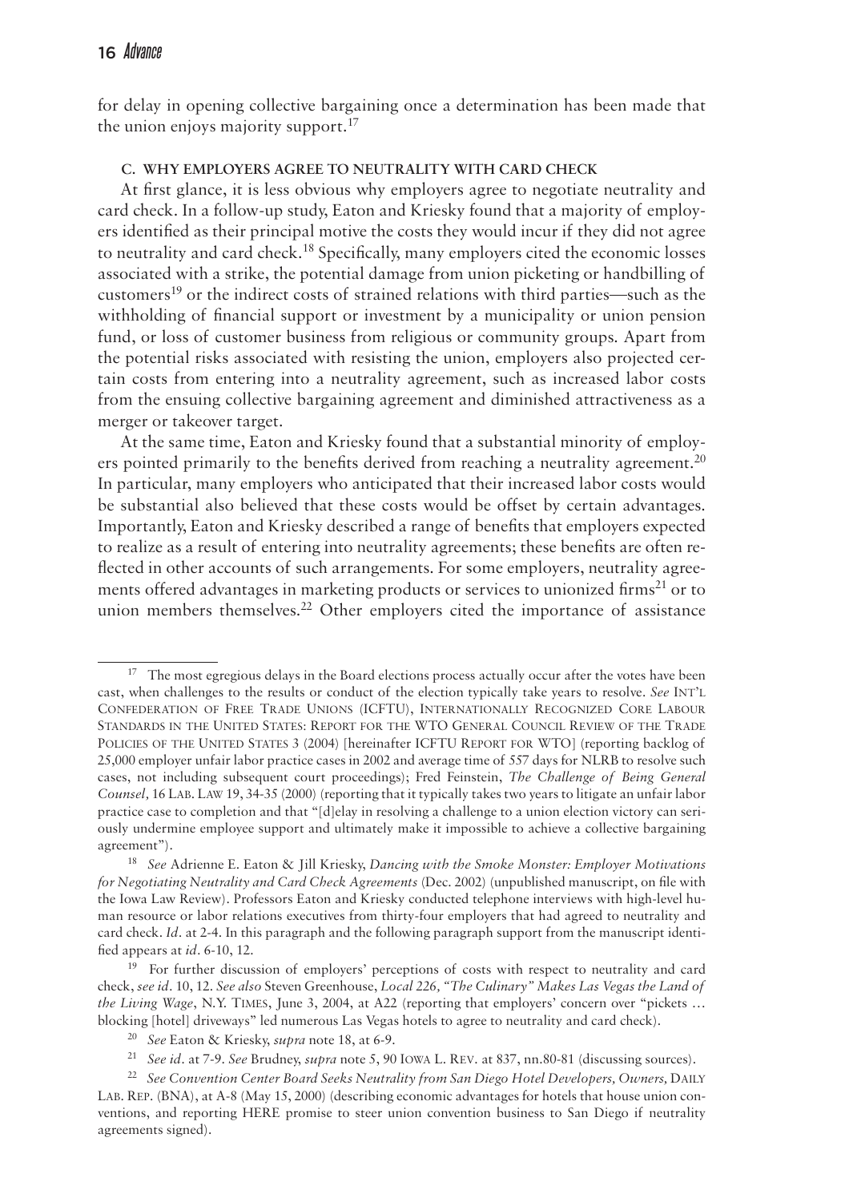for delay in opening collective bargaining once a determination has been made that the union enjoys majority support.[17]

### C. WHY EMPLOYERS AGREE TO NEUTRALITY WITH CARD CHECK

At first glance, it is less obvious why employers agree to negotiate neutrality and card check. In a follow-up study, Eaton and Kriesky found that a majority of employers identified as their principal motive the costs they would incur if they did not agree to neutrality and card check.[18] Specifically, many employers cited the economic losses associated with a strike, the potential damage from union picketing or handbilling of customers[19] or the indirect costs of strained relations with third parties—such as the withholding of financial support or investment by a municipality or union pension fund, or loss of customer business from religious or community groups. Apart from the potential risks associated with resisting the union, employers also projected certain costs from entering into a neutrality agreement, such as increased labor costs from the ensuing collective bargaining agreement and diminished attractiveness as a merger or takeover target.

At the same time, Eaton and Kriesky found that a substantial minority of employers pointed primarily to the benefits derived from reaching a neutrality agreement.[20] In particular, many employers who anticipated that their increased labor costs would be substantial also believed that these costs would be offset by certain advantages. Importantly, Eaton and Kriesky described a range of benefits that employers expected to realize as a result of entering into neutrality agreements; these benefits are often reflected in other accounts of such arrangements. For some employers, neutrality agreements offered advantages in marketing products or services to unionized firms[21] or to union members themselves.[22] Other employers cited the importance of assistance

---

[17] The most egregious delays in the Board elections process actually occur after the votes have been cast, when challenges to the results or conduct of the election typically take years to resolve. *See* INT'L CONFEDERATION OF FREE TRADE UNIONS (ICFTU), INTERNATIONALLY RECOGNIZED CORE LABOUR STANDARDS IN THE UNITED STATES: REPORT FOR THE WTO GENERAL COUNCIL REVIEW OF THE TRADE POLICIES OF THE UNITED STATES 3 (2004) [hereinafter ICFTU REPORT FOR WTO] (reporting backlog of 25,000 employer unfair labor practice cases in 2002 and average time of 557 days for NLRB to resolve such cases, not including subsequent court proceedings); Fred Feinstein, *The Challenge of Being General Counsel*, 16 LAB. LAW 19, 34-35 (2000) (reporting that it typically takes two years to litigate an unfair labor practice case to completion and that "[d]elay in resolving a challenge to a union election victory can seriously undermine employee support and ultimately make it impossible to achieve a collective bargaining agreement").

[18] *See* Adrienne E. Eaton & Jill Kriesky, *Dancing with the Smoke Monster: Employer Motivations for Negotiating Neutrality and Card Check Agreements* (Dec. 2002) (unpublished manuscript, on file with the Iowa Law Review). Professors Eaton and Kriesky conducted telephone interviews with high-level human resource or labor relations executives from thirty-four employers that had agreed to neutrality and card check. *Id*. at 2-4. In this paragraph and the following paragraph support from the manuscript identified appears at *id*. 6-10, 12.

[19] For further discussion of employers' perceptions of costs with respect to neutrality and card check, *see id*. 10, 12. *See also* Steven Greenhouse, *Local 226, "The Culinary" Makes Las Vegas the Land of the Living Wage*, N.Y. TIMES, June 3, 2004, at A22 (reporting that employers' concern over "pickets … blocking [hotel] driveways" led numerous Las Vegas hotels to agree to neutrality and card check).

[20] *See* Eaton & Kriesky, *supra* note 18, at 6-9.

[21] *See id*. at 7-9. *See* Brudney, *supra* note 5, 90 IOWA L. REV. at 837, nn.80-81 (discussing sources).

[22] *See Convention Center Board Seeks Neutrality from San Diego Hotel Developers, Owners,* DAILY LAB. REP. (BNA), at A-8 (May 15, 2000) (describing economic advantages for hotels that house union conventions, and reporting HERE promise to steer union convention business to San Diego if neutrality agreements signed).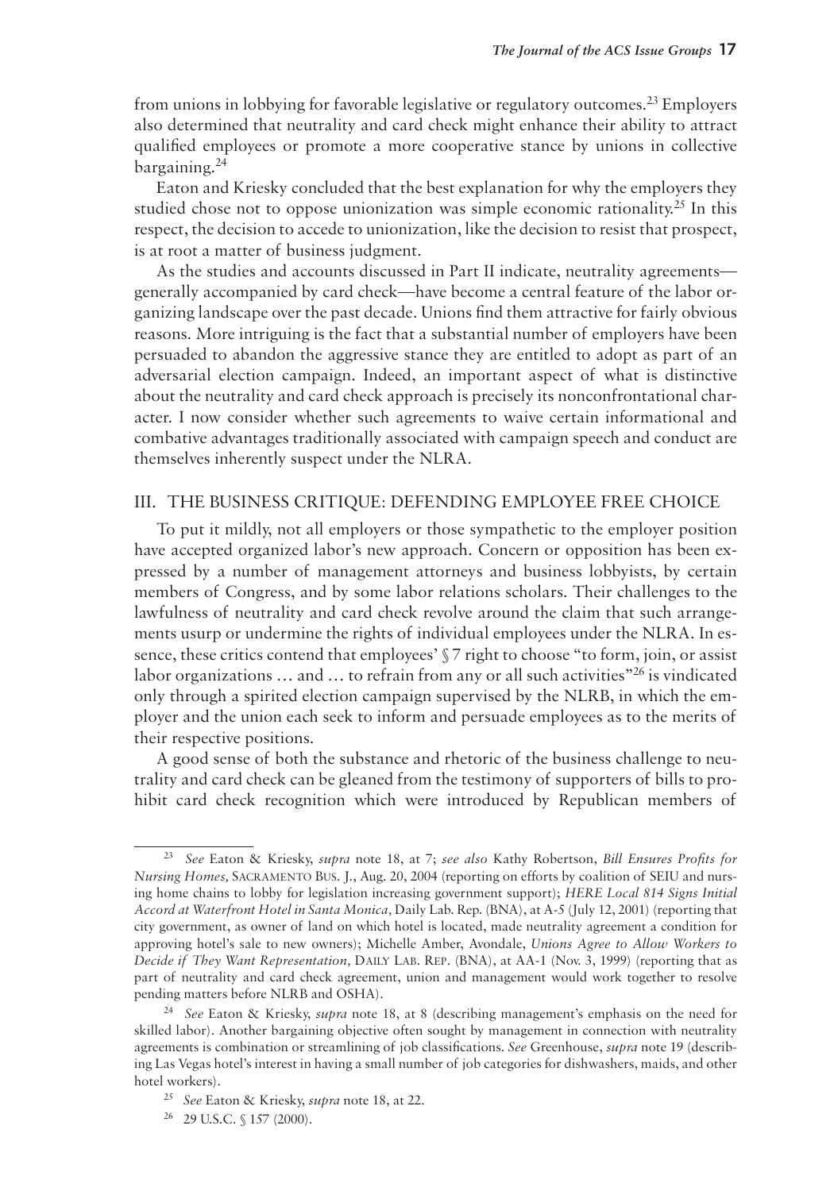from unions in lobbying for favorable legislative or regulatory outcomes.[23] Employers also determined that neutrality and card check might enhance their ability to attract qualified employees or promote a more cooperative stance by unions in collective bargaining.[24]

Eaton and Kriesky concluded that the best explanation for why the employers they studied chose not to oppose unionization was simple economic rationality.[25] In this respect, the decision to accede to unionization, like the decision to resist that prospect, is at root a matter of business judgment.

As the studies and accounts discussed in Part II indicate, neutrality agreements—generally accompanied by card check—have become a central feature of the labor organizing landscape over the past decade. Unions find them attractive for fairly obvious reasons. More intriguing is the fact that a substantial number of employers have been persuaded to abandon the aggressive stance they are entitled to adopt as part of an adversarial election campaign. Indeed, an important aspect of what is distinctive about the neutrality and card check approach is precisely its nonconfrontational character. I now consider whether such agreements to waive certain informational and combative advantages traditionally associated with campaign speech and conduct are themselves inherently suspect under the NLRA.

## III. THE BUSINESS CRITIQUE: DEFENDING EMPLOYEE FREE CHOICE

To put it mildly, not all employers or those sympathetic to the employer position have accepted organized labor's new approach. Concern or opposition has been expressed by a number of management attorneys and business lobbyists, by certain members of Congress, and by some labor relations scholars. Their challenges to the lawfulness of neutrality and card check revolve around the claim that such arrangements usurp or undermine the rights of individual employees under the NLRA. In essence, these critics contend that employees' § 7 right to choose "to form, join, or assist labor organizations … and … to refrain from any or all such activities"[26] is vindicated only through a spirited election campaign supervised by the NLRB, in which the employer and the union each seek to inform and persuade employees as to the merits of their respective positions.

A good sense of both the substance and rhetoric of the business challenge to neutrality and card check can be gleaned from the testimony of supporters of bills to prohibit card check recognition which were introduced by Republican members of

---

[23] *See* Eaton & Kriesky, *supra* note 18, at 7; *see also* Kathy Robertson, *Bill Ensures Profits for Nursing Homes,* SACRAMENTO BUS. J., Aug. 20, 2004 (reporting on efforts by coalition of SEIU and nursing home chains to lobby for legislation increasing government support); *HERE Local 814 Signs Initial Accord at Waterfront Hotel in Santa Monica,* Daily Lab. Rep. (BNA), at A-5 (July 12, 2001) (reporting that city government, as owner of land on which hotel is located, made neutrality agreement a condition for approving hotel's sale to new owners); Michelle Amber, Avondale, *Unions Agree to Allow Workers to Decide if They Want Representation,* DAILY LAB. REP. (BNA), at AA-1 (Nov. 3, 1999) (reporting that as part of neutrality and card check agreement, union and management would work together to resolve pending matters before NLRB and OSHA).

[24] *See* Eaton & Kriesky, *supra* note 18, at 8 (describing management's emphasis on the need for skilled labor). Another bargaining objective often sought by management in connection with neutrality agreements is combination or streamlining of job classifications. *See* Greenhouse, *supra* note 19 (describing Las Vegas hotel's interest in having a small number of job categories for dishwashers, maids, and other hotel workers).

[25] *See* Eaton & Kriesky, *supra* note 18, at 22.

[26] 29 U.S.C. § 157 (2000).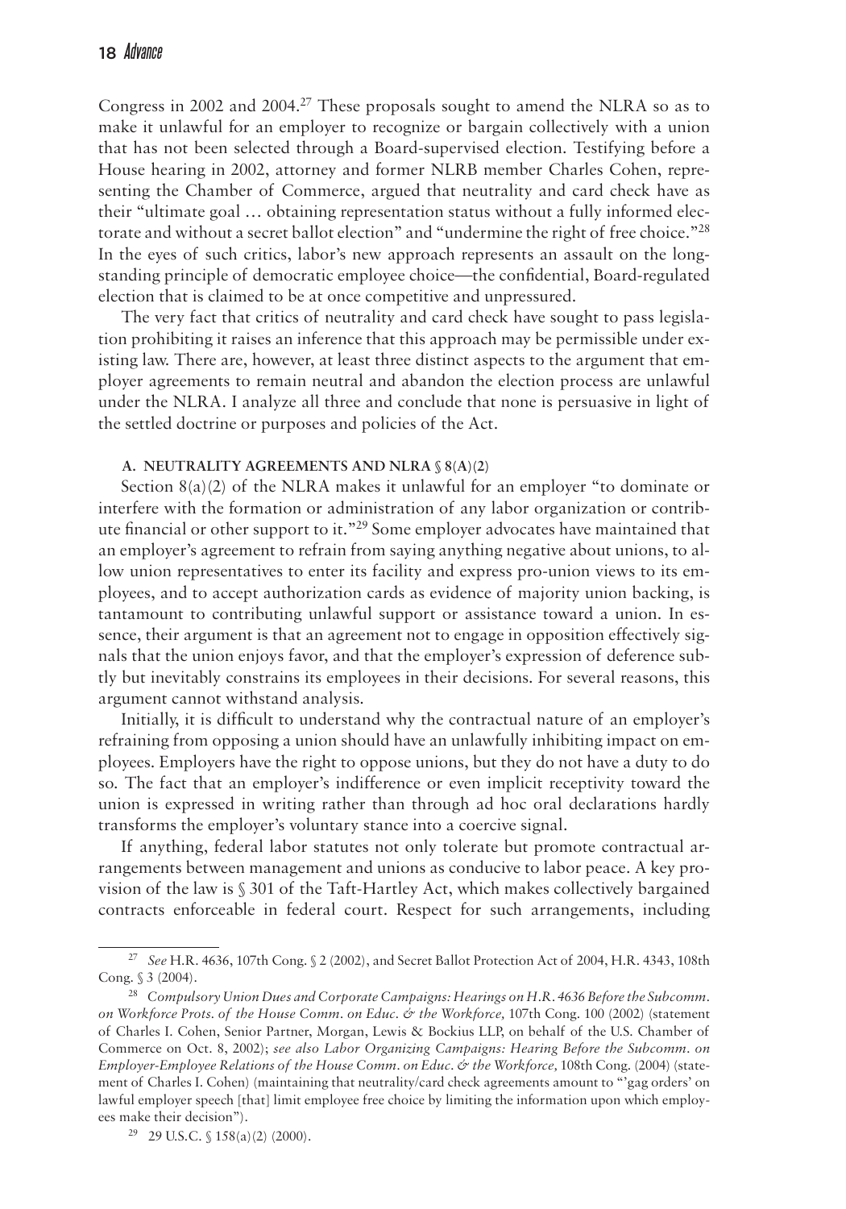Congress in 2002 and 2004.[27] These proposals sought to amend the NLRA so as to make it unlawful for an employer to recognize or bargain collectively with a union that has not been selected through a Board-supervised election. Testifying before a House hearing in 2002, attorney and former NLRB member Charles Cohen, representing the Chamber of Commerce, argued that neutrality and card check have as their "ultimate goal … obtaining representation status without a fully informed electorate and without a secret ballot election" and "undermine the right of free choice."[28] In the eyes of such critics, labor's new approach represents an assault on the longstanding principle of democratic employee choice—the confidential, Board-regulated election that is claimed to be at once competitive and unpressured.

The very fact that critics of neutrality and card check have sought to pass legislation prohibiting it raises an inference that this approach may be permissible under existing law. There are, however, at least three distinct aspects to the argument that employer agreements to remain neutral and abandon the election process are unlawful under the NLRA. I analyze all three and conclude that none is persuasive in light of the settled doctrine or purposes and policies of the Act.

### A. NEUTRALITY AGREEMENTS AND NLRA § 8(A)(2)

Section 8(a)(2) of the NLRA makes it unlawful for an employer "to dominate or interfere with the formation or administration of any labor organization or contribute financial or other support to it."[29] Some employer advocates have maintained that an employer's agreement to refrain from saying anything negative about unions, to allow union representatives to enter its facility and express pro-union views to its employees, and to accept authorization cards as evidence of majority union backing, is tantamount to contributing unlawful support or assistance toward a union. In essence, their argument is that an agreement not to engage in opposition effectively signals that the union enjoys favor, and that the employer's expression of deference subtly but inevitably constrains its employees in their decisions. For several reasons, this argument cannot withstand analysis.

Initially, it is difficult to understand why the contractual nature of an employer's refraining from opposing a union should have an unlawfully inhibiting impact on employees. Employers have the right to oppose unions, but they do not have a duty to do so. The fact that an employer's indifference or even implicit receptivity toward the union is expressed in writing rather than through ad hoc oral declarations hardly transforms the employer's voluntary stance into a coercive signal.

If anything, federal labor statutes not only tolerate but promote contractual arrangements between management and unions as conducive to labor peace. A key provision of the law is § 301 of the Taft-Hartley Act, which makes collectively bargained contracts enforceable in federal court. Respect for such arrangements, including

---

[27] *See* H.R. 4636, 107th Cong. § 2 (2002), and Secret Ballot Protection Act of 2004, H.R. 4343, 108th Cong. § 3 (2004).

[28] *Compulsory Union Dues and Corporate Campaigns: Hearings on H.R. 4636 Before the Subcomm. on Workforce Prots. of the House Comm. on Educ. & the Workforce,* 107th Cong. 100 (2002) (statement of Charles I. Cohen, Senior Partner, Morgan, Lewis & Bockius LLP, on behalf of the U.S. Chamber of Commerce on Oct. 8, 2002); *see also Labor Organizing Campaigns: Hearing Before the Subcomm. on Employer-Employee Relations of the House Comm. on Educ. & the Workforce,* 108th Cong. (2004) (statement of Charles I. Cohen) (maintaining that neutrality/card check agreements amount to "'gag orders' on lawful employer speech [that] limit employee free choice by limiting the information upon which employees make their decision").

[29] 29 U.S.C. § 158(a)(2) (2000).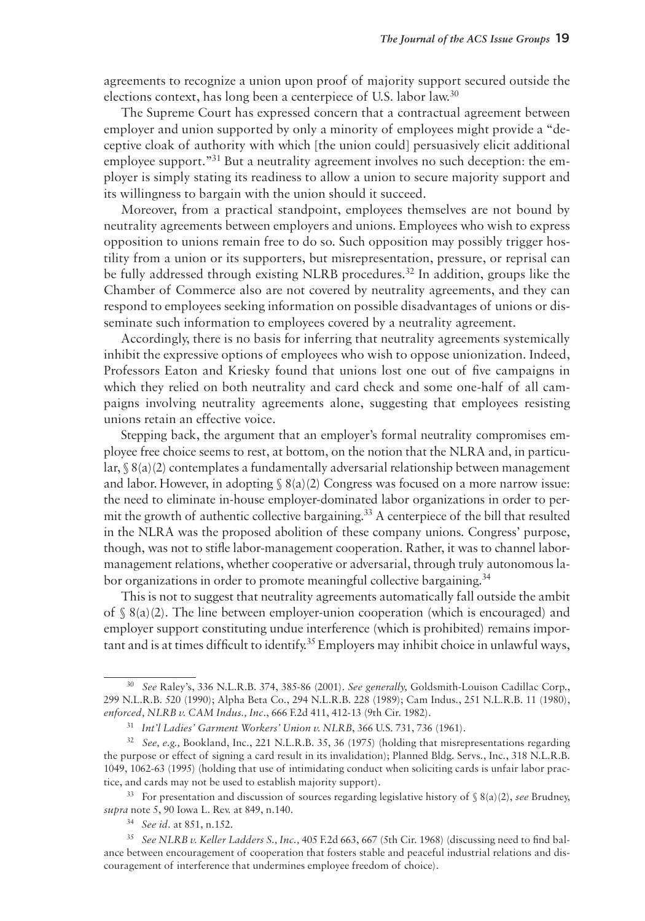agreements to recognize a union upon proof of majority support secured outside the elections context, has long been a centerpiece of U.S. labor law.[30]

The Supreme Court has expressed concern that a contractual agreement between employer and union supported by only a minority of employees might provide a "deceptive cloak of authority with which [the union could] persuasively elicit additional employee support."[31] But a neutrality agreement involves no such deception: the employer is simply stating its readiness to allow a union to secure majority support and its willingness to bargain with the union should it succeed.

Moreover, from a practical standpoint, employees themselves are not bound by neutrality agreements between employers and unions. Employees who wish to express opposition to unions remain free to do so. Such opposition may possibly trigger hostility from a union or its supporters, but misrepresentation, pressure, or reprisal can be fully addressed through existing NLRB procedures.[32] In addition, groups like the Chamber of Commerce also are not covered by neutrality agreements, and they can respond to employees seeking information on possible disadvantages of unions or disseminate such information to employees covered by a neutrality agreement.

Accordingly, there is no basis for inferring that neutrality agreements systemically inhibit the expressive options of employees who wish to oppose unionization. Indeed, Professors Eaton and Kriesky found that unions lost one out of five campaigns in which they relied on both neutrality and card check and some one-half of all campaigns involving neutrality agreements alone, suggesting that employees resisting unions retain an effective voice.

Stepping back, the argument that an employer's formal neutrality compromises employee free choice seems to rest, at bottom, on the notion that the NLRA and, in particular, § 8(a)(2) contemplates a fundamentally adversarial relationship between management and labor. However, in adopting § 8(a)(2) Congress was focused on a more narrow issue: the need to eliminate in-house employer-dominated labor organizations in order to permit the growth of authentic collective bargaining.[33] A centerpiece of the bill that resulted in the NLRA was the proposed abolition of these company unions. Congress' purpose, though, was not to stifle labor-management cooperation. Rather, it was to channel labor-management relations, whether cooperative or adversarial, through truly autonomous labor organizations in order to promote meaningful collective bargaining.[34]

This is not to suggest that neutrality agreements automatically fall outside the ambit of § 8(a)(2). The line between employer-union cooperation (which is encouraged) and employer support constituting undue interference (which is prohibited) remains important and is at times difficult to identify.[35] Employers may inhibit choice in unlawful ways,

---

[30] *See* Raley's, 336 N.L.R.B. 374, 385-86 (2001). *See generally,* Goldsmith-Louison Cadillac Corp., 299 N.L.R.B. 520 (1990); Alpha Beta Co., 294 N.L.R.B. 228 (1989); Cam Indus., 251 N.L.R.B. 11 (1980), *enforced, NLRB v. CAM Indus., Inc*., 666 F.2d 411, 412-13 (9th Cir. 1982).

[31] *Int'l Ladies' Garment Workers' Union v. NLRB*, 366 U.S. 731, 736 (1961).

[32] *See, e.g.,* Bookland, Inc., 221 N.L.R.B. 35, 36 (1975) (holding that misrepresentations regarding the purpose or effect of signing a card result in its invalidation); Planned Bldg. Servs., Inc., 318 N.L.R.B. 1049, 1062-63 (1995) (holding that use of intimidating conduct when soliciting cards is unfair labor practice, and cards may not be used to establish majority support).

[33] For presentation and discussion of sources regarding legislative history of § 8(a)(2), *see* Brudney, *supra* note 5, 90 Iowa L. Rev. at 849, n.140.

[34] *See id.* at 851, n.152.

[35] *See NLRB v. Keller Ladders S., Inc.,* 405 F.2d 663, 667 (5th Cir. 1968) (discussing need to find balance between encouragement of cooperation that fosters stable and peaceful industrial relations and discouragement of interference that undermines employee freedom of choice).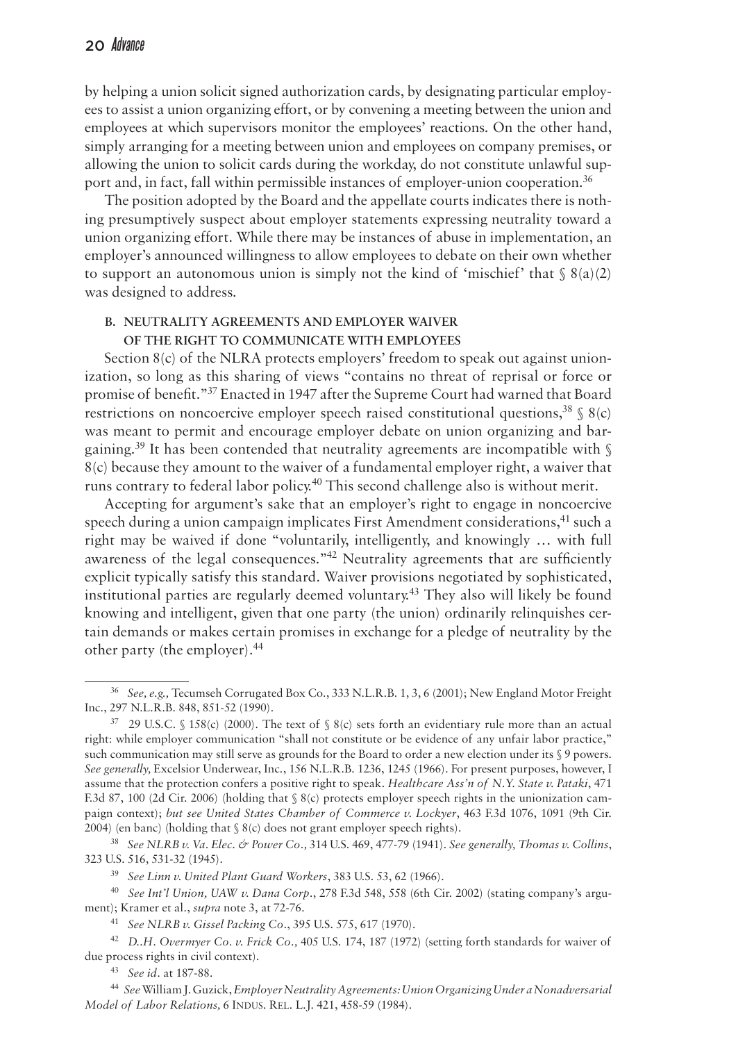by helping a union solicit signed authorization cards, by designating particular employees to assist a union organizing effort, or by convening a meeting between the union and employees at which supervisors monitor the employees' reactions. On the other hand, simply arranging for a meeting between union and employees on company premises, or allowing the union to solicit cards during the workday, do not constitute unlawful support and, in fact, fall within permissible instances of employer-union cooperation.[36]

The position adopted by the Board and the appellate courts indicates there is nothing presumptively suspect about employer statements expressing neutrality toward a union organizing effort. While there may be instances of abuse in implementation, an employer's announced willingness to allow employees to debate on their own whether to support an autonomous union is simply not the kind of 'mischief' that § 8(a)(2) was designed to address.

### B. Neutrality Agreements and Employer Waiver of the Right to Communicate with Employees

Section 8(c) of the NLRA protects employers' freedom to speak out against unionization, so long as this sharing of views "contains no threat of reprisal or force or promise of benefit."[37] Enacted in 1947 after the Supreme Court had warned that Board restrictions on noncoercive employer speech raised constitutional questions,[38] § 8(c) was meant to permit and encourage employer debate on union organizing and bargaining.[39] It has been contended that neutrality agreements are incompatible with § 8(c) because they amount to the waiver of a fundamental employer right, a waiver that runs contrary to federal labor policy.[40] This second challenge also is without merit.

Accepting for argument's sake that an employer's right to engage in noncoercive speech during a union campaign implicates First Amendment considerations,[41] such a right may be waived if done "voluntarily, intelligently, and knowingly … with full awareness of the legal consequences."[42] Neutrality agreements that are sufficiently explicit typically satisfy this standard. Waiver provisions negotiated by sophisticated, institutional parties are regularly deemed voluntary.[43] They also will likely be found knowing and intelligent, given that one party (the union) ordinarily relinquishes certain demands or makes certain promises in exchange for a pledge of neutrality by the other party (the employer).[44]

---

[36] *See, e.g.,* Tecumseh Corrugated Box Co., 333 N.L.R.B. 1, 3, 6 (2001); New England Motor Freight Inc., 297 N.L.R.B. 848, 851-52 (1990).

[37] 29 U.S.C. § 158(c) (2000). The text of § 8(c) sets forth an evidentiary rule more than an actual right: while employer communication "shall not constitute or be evidence of any unfair labor practice," such communication may still serve as grounds for the Board to order a new election under its § 9 powers. *See generally,* Excelsior Underwear, Inc., 156 N.L.R.B. 1236, 1245 (1966). For present purposes, however, I assume that the protection confers a positive right to speak. *Healthcare Ass'n of N.Y. State v. Pataki*, 471 F.3d 87, 100 (2d Cir. 2006) (holding that § 8(c) protects employer speech rights in the unionization campaign context); *but see United States Chamber of Commerce v. Lockyer*, 463 F.3d 1076, 1091 (9th Cir. 2004) (en banc) (holding that § 8(c) does not grant employer speech rights).

[38] *See NLRB v. Va. Elec. & Power Co.,* 314 U.S. 469, 477-79 (1941). *See generally, Thomas v. Collins*, 323 U.S. 516, 531-32 (1945).

[39] *See Linn v. United Plant Guard Workers*, 383 U.S. 53, 62 (1966).

[40] *See Int'l Union, UAW v. Dana Corp*., 278 F.3d 548, 558 (6th Cir. 2002) (stating company's argument); Kramer et al., *supra* note 3, at 72-76.

[41] *See NLRB v. Gissel Packing Co*., 395 U.S. 575, 617 (1970).

[42] *D..H. Overmyer Co. v. Frick Co.,* 405 U.S. 174, 187 (1972) (setting forth standards for waiver of due process rights in civil context).

[43] *See id*. at 187-88.

[44] *See* William J. Guzick, *Employer Neutrality Agreements: Union Organizing Under a Nonadversarial Model of Labor Relations,* 6 Indus. Rel. L.J. 421, 458-59 (1984).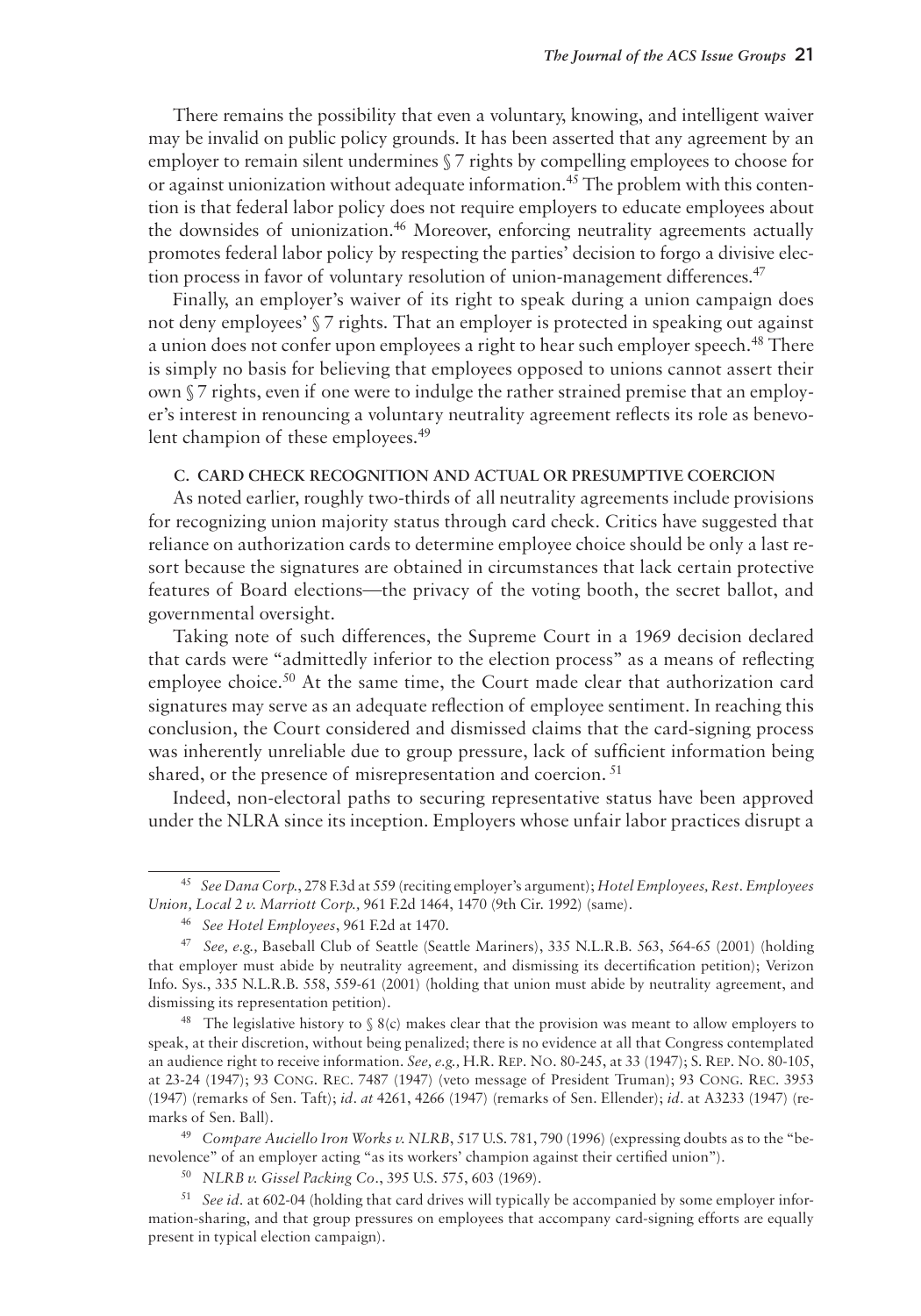There remains the possibility that even a voluntary, knowing, and intelligent waiver may be invalid on public policy grounds. It has been asserted that any agreement by an employer to remain silent undermines § 7 rights by compelling employees to choose for or against unionization without adequate information.[45] The problem with this contention is that federal labor policy does not require employers to educate employees about the downsides of unionization.[46] Moreover, enforcing neutrality agreements actually promotes federal labor policy by respecting the parties' decision to forgo a divisive election process in favor of voluntary resolution of union-management differences.[47]

Finally, an employer's waiver of its right to speak during a union campaign does not deny employees' § 7 rights. That an employer is protected in speaking out against a union does not confer upon employees a right to hear such employer speech.[48] There is simply no basis for believing that employees opposed to unions cannot assert their own § 7 rights, even if one were to indulge the rather strained premise that an employer's interest in renouncing a voluntary neutrality agreement reflects its role as benevolent champion of these employees.[49]

### C. Card Check Recognition and Actual or Presumptive Coercion

As noted earlier, roughly two-thirds of all neutrality agreements include provisions for recognizing union majority status through card check. Critics have suggested that reliance on authorization cards to determine employee choice should be only a last resort because the signatures are obtained in circumstances that lack certain protective features of Board elections—the privacy of the voting booth, the secret ballot, and governmental oversight.

Taking note of such differences, the Supreme Court in a 1969 decision declared that cards were "admittedly inferior to the election process" as a means of reflecting employee choice.[50] At the same time, the Court made clear that authorization card signatures may serve as an adequate reflection of employee sentiment. In reaching this conclusion, the Court considered and dismissed claims that the card-signing process was inherently unreliable due to group pressure, lack of sufficient information being shared, or the presence of misrepresentation and coercion.[51]

Indeed, non-electoral paths to securing representative status have been approved under the NLRA since its inception. Employers whose unfair labor practices disrupt a

---

[45] *See Dana Corp.*, 278 F.3d at 559 (reciting employer's argument); *Hotel Employees, Rest. Employees Union, Local 2 v. Marriott Corp.,* 961 F.2d 1464, 1470 (9th Cir. 1992) (same).

[46] *See Hotel Employees*, 961 F.2d at 1470.

[47] *See, e.g.,* Baseball Club of Seattle (Seattle Mariners), 335 N.L.R.B. 563, 564-65 (2001) (holding that employer must abide by neutrality agreement, and dismissing its decertification petition); Verizon Info. Sys., 335 N.L.R.B. 558, 559-61 (2001) (holding that union must abide by neutrality agreement, and dismissing its representation petition).

[48] The legislative history to § 8(c) makes clear that the provision was meant to allow employers to speak, at their discretion, without being penalized; there is no evidence at all that Congress contemplated an audience right to receive information. *See, e.g.,* H.R. Rep. No. 80-245, at 33 (1947); S. Rep. No. 80-105, at 23-24 (1947); 93 Cong. Rec. 7487 (1947) (veto message of President Truman); 93 Cong. Rec. 3953 (1947) (remarks of Sen. Taft); *id. at* 4261, 4266 (1947) (remarks of Sen. Ellender); *id.* at A3233 (1947) (remarks of Sen. Ball).

[49] *Compare Auciello Iron Works v. NLRB*, 517 U.S. 781, 790 (1996) (expressing doubts as to the "benevolence" of an employer acting "as its workers' champion against their certified union").

[50] *NLRB v. Gissel Packing Co.*, 395 U.S. 575, 603 (1969).

[51] *See id.* at 602-04 (holding that card drives will typically be accompanied by some employer information-sharing, and that group pressures on employees that accompany card-signing efforts are equally present in typical election campaign).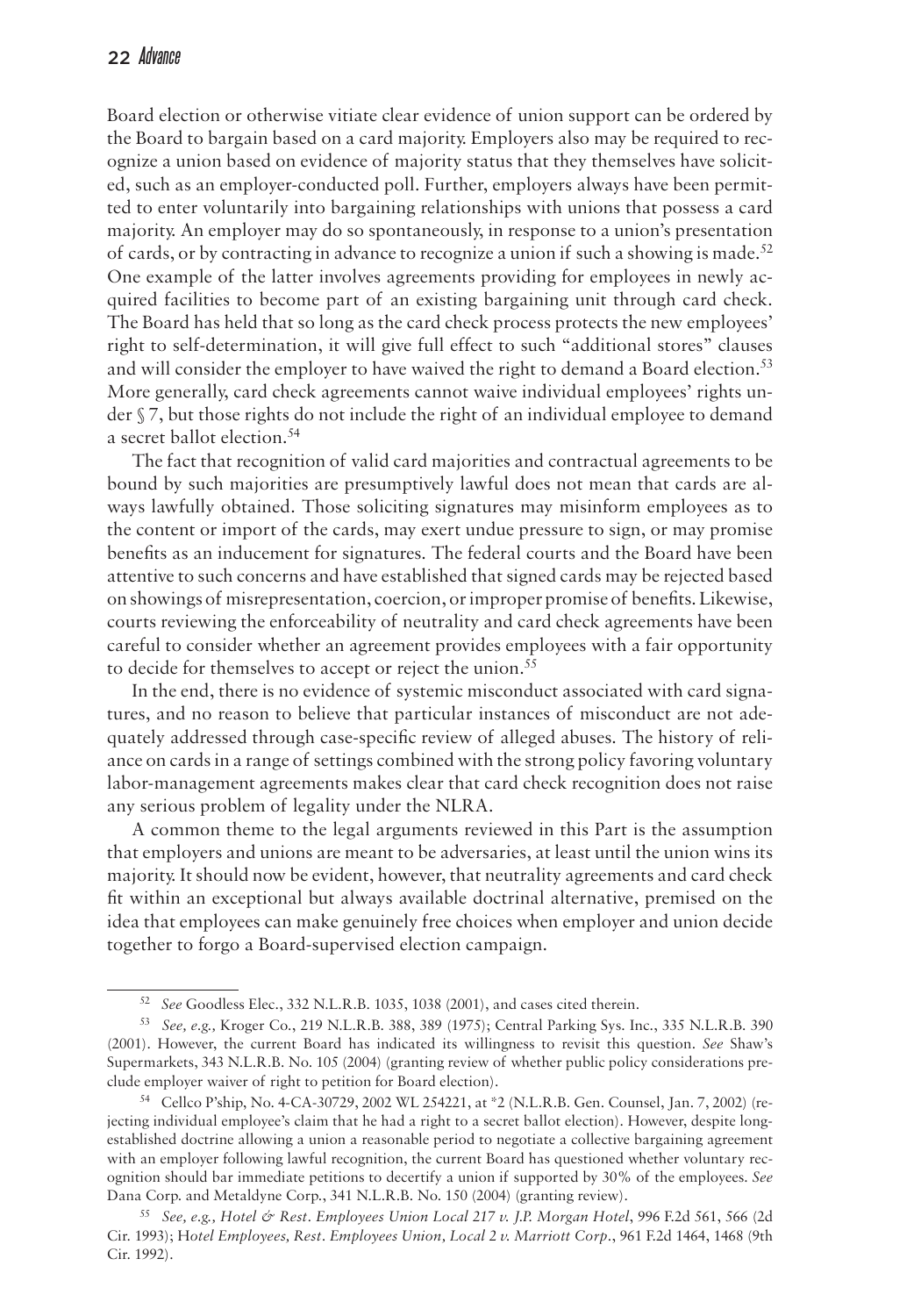Board election or otherwise vitiate clear evidence of union support can be ordered by the Board to bargain based on a card majority. Employers also may be required to recognize a union based on evidence of majority status that they themselves have solicited, such as an employer-conducted poll. Further, employers always have been permitted to enter voluntarily into bargaining relationships with unions that possess a card majority. An employer may do so spontaneously, in response to a union's presentation of cards, or by contracting in advance to recognize a union if such a showing is made.[52] One example of the latter involves agreements providing for employees in newly acquired facilities to become part of an existing bargaining unit through card check. The Board has held that so long as the card check process protects the new employees' right to self-determination, it will give full effect to such "additional stores" clauses and will consider the employer to have waived the right to demand a Board election.[53] More generally, card check agreements cannot waive individual employees' rights under § 7, but those rights do not include the right of an individual employee to demand a secret ballot election.[54]

The fact that recognition of valid card majorities and contractual agreements to be bound by such majorities are presumptively lawful does not mean that cards are always lawfully obtained. Those soliciting signatures may misinform employees as to the content or import of the cards, may exert undue pressure to sign, or may promise benefits as an inducement for signatures. The federal courts and the Board have been attentive to such concerns and have established that signed cards may be rejected based on showings of misrepresentation, coercion, or improper promise of benefits. Likewise, courts reviewing the enforceability of neutrality and card check agreements have been careful to consider whether an agreement provides employees with a fair opportunity to decide for themselves to accept or reject the union.[55]

In the end, there is no evidence of systemic misconduct associated with card signatures, and no reason to believe that particular instances of misconduct are not adequately addressed through case-specific review of alleged abuses. The history of reliance on cards in a range of settings combined with the strong policy favoring voluntary labor-management agreements makes clear that card check recognition does not raise any serious problem of legality under the NLRA.

A common theme to the legal arguments reviewed in this Part is the assumption that employers and unions are meant to be adversaries, at least until the union wins its majority. It should now be evident, however, that neutrality agreements and card check fit within an exceptional but always available doctrinal alternative, premised on the idea that employees can make genuinely free choices when employer and union decide together to forgo a Board-supervised election campaign.

---

[52] *See* Goodless Elec., 332 N.L.R.B. 1035, 1038 (2001), and cases cited therein.

[53] *See, e.g.,* Kroger Co., 219 N.L.R.B. 388, 389 (1975); Central Parking Sys. Inc., 335 N.L.R.B. 390 (2001). However, the current Board has indicated its willingness to revisit this question. *See* Shaw's Supermarkets, 343 N.L.R.B. No. 105 (2004) (granting review of whether public policy considerations preclude employer waiver of right to petition for Board election).

[54] Cellco P'ship, No. 4-CA-30729, 2002 WL 254221, at \*2 (N.L.R.B. Gen. Counsel, Jan. 7, 2002) (rejecting individual employee's claim that he had a right to a secret ballot election). However, despite long-established doctrine allowing a union a reasonable period to negotiate a collective bargaining agreement with an employer following lawful recognition, the current Board has questioned whether voluntary recognition should bar immediate petitions to decertify a union if supported by 30% of the employees. *See* Dana Corp. and Metaldyne Corp., 341 N.L.R.B. No. 150 (2004) (granting review).

[55] *See, e.g., Hotel & Rest. Employees Union Local 217 v. J.P. Morgan Hotel*, 996 F.2d 561, 566 (2d Cir. 1993); H*otel Employees, Rest. Employees Union, Local 2 v. Marriott Corp*., 961 F.2d 1464, 1468 (9th Cir. 1992).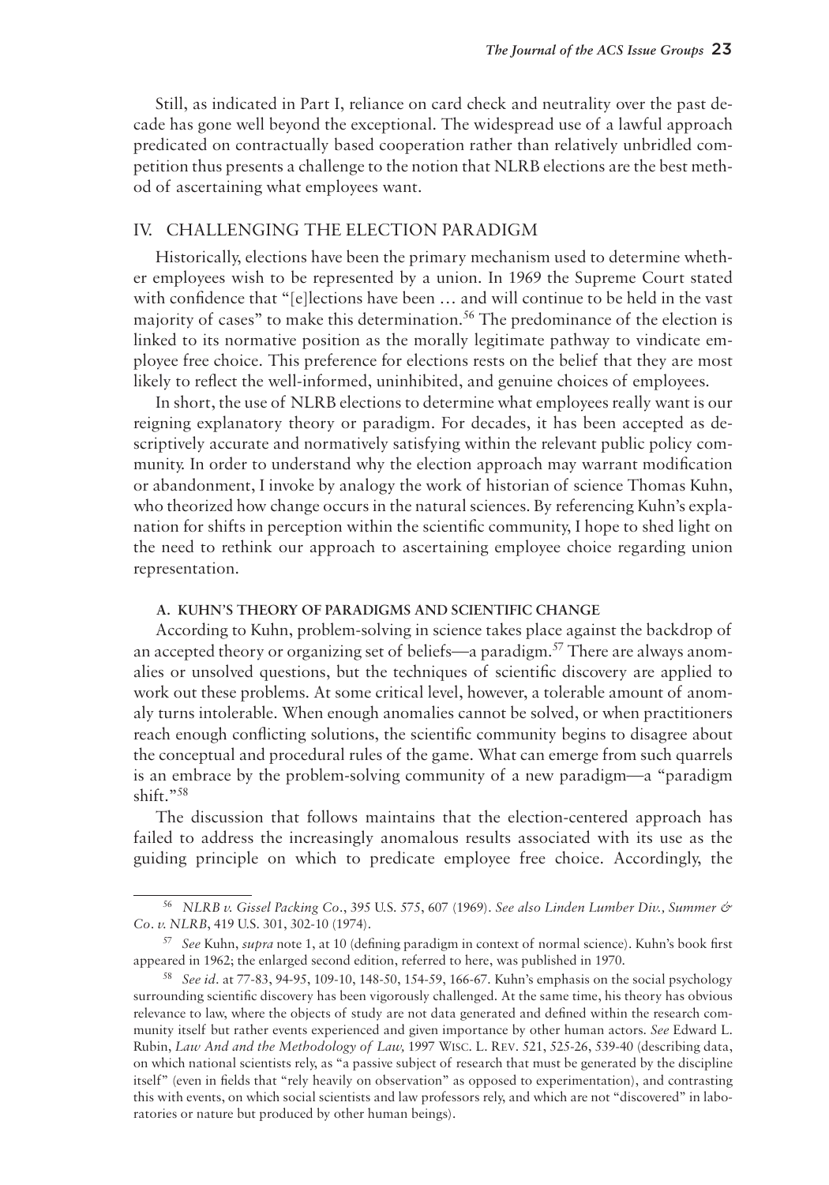Still, as indicated in Part I, reliance on card check and neutrality over the past decade has gone well beyond the exceptional. The widespread use of a lawful approach predicated on contractually based cooperation rather than relatively unbridled competition thus presents a challenge to the notion that NLRB elections are the best method of ascertaining what employees want.

## IV. CHALLENGING THE ELECTION PARADIGM

Historically, elections have been the primary mechanism used to determine whether employees wish to be represented by a union. In 1969 the Supreme Court stated with confidence that "[e]lections have been … and will continue to be held in the vast majority of cases" to make this determination.[56] The predominance of the election is linked to its normative position as the morally legitimate pathway to vindicate employee free choice. This preference for elections rests on the belief that they are most likely to reflect the well-informed, uninhibited, and genuine choices of employees.

In short, the use of NLRB elections to determine what employees really want is our reigning explanatory theory or paradigm. For decades, it has been accepted as descriptively accurate and normatively satisfying within the relevant public policy community. In order to understand why the election approach may warrant modification or abandonment, I invoke by analogy the work of historian of science Thomas Kuhn, who theorized how change occurs in the natural sciences. By referencing Kuhn's explanation for shifts in perception within the scientific community, I hope to shed light on the need to rethink our approach to ascertaining employee choice regarding union representation.

### A. KUHN'S THEORY OF PARADIGMS AND SCIENTIFIC CHANGE

According to Kuhn, problem-solving in science takes place against the backdrop of an accepted theory or organizing set of beliefs—a paradigm.[57] There are always anomalies or unsolved questions, but the techniques of scientific discovery are applied to work out these problems. At some critical level, however, a tolerable amount of anomaly turns intolerable. When enough anomalies cannot be solved, or when practitioners reach enough conflicting solutions, the scientific community begins to disagree about the conceptual and procedural rules of the game. What can emerge from such quarrels is an embrace by the problem-solving community of a new paradigm—a "paradigm shift."[58]

The discussion that follows maintains that the election-centered approach has failed to address the increasingly anomalous results associated with its use as the guiding principle on which to predicate employee free choice. Accordingly, the

---

[56] *NLRB v. Gissel Packing Co.*, 395 U.S. 575, 607 (1969). *See also Linden Lumber Div., Summer & Co. v. NLRB*, 419 U.S. 301, 302-10 (1974).

[57] *See* Kuhn, *supra* note 1, at 10 (defining paradigm in context of normal science). Kuhn's book first appeared in 1962; the enlarged second edition, referred to here, was published in 1970.

[58] *See id.* at 77-83, 94-95, 109-10, 148-50, 154-59, 166-67. Kuhn's emphasis on the social psychology surrounding scientific discovery has been vigorously challenged. At the same time, his theory has obvious relevance to law, where the objects of study are not data generated and defined within the research community itself but rather events experienced and given importance by other human actors. *See* Edward L. Rubin, *Law And and the Methodology of Law,* 1997 WISC. L. REV. 521, 525-26, 539-40 (describing data, on which national scientists rely, as "a passive subject of research that must be generated by the discipline itself" (even in fields that "rely heavily on observation" as opposed to experimentation), and contrasting this with events, on which social scientists and law professors rely, and which are not "discovered" in laboratories or nature but produced by other human beings).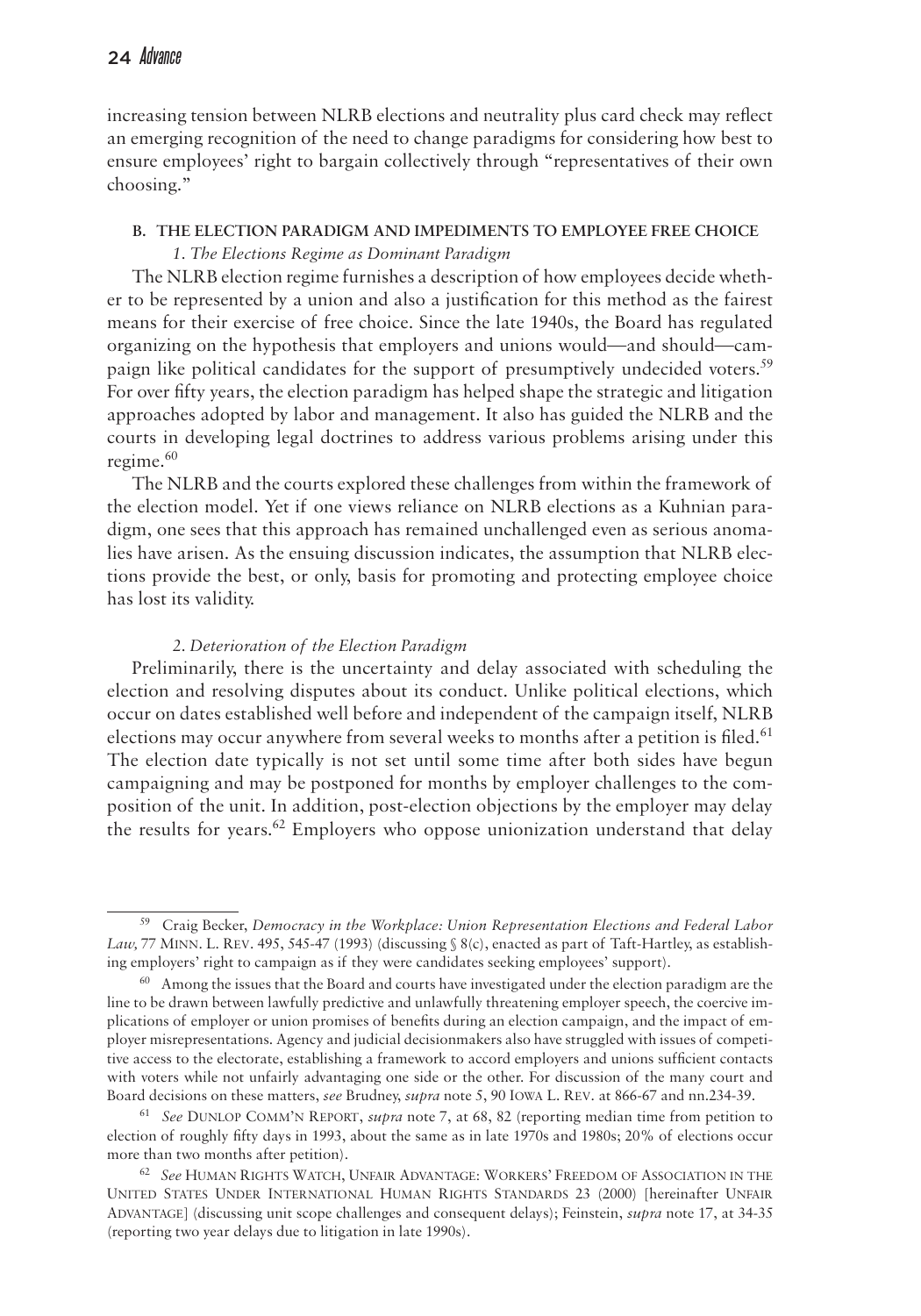increasing tension between NLRB elections and neutrality plus card check may reflect an emerging recognition of the need to change paradigms for considering how best to ensure employees' right to bargain collectively through "representatives of their own choosing."

### B. THE ELECTION PARADIGM AND IMPEDIMENTS TO EMPLOYEE FREE CHOICE

#### *1. The Elections Regime as Dominant Paradigm*

The NLRB election regime furnishes a description of how employees decide whether to be represented by a union and also a justification for this method as the fairest means for their exercise of free choice. Since the late 1940s, the Board has regulated organizing on the hypothesis that employers and unions would—and should—campaign like political candidates for the support of presumptively undecided voters.[59] For over fifty years, the election paradigm has helped shape the strategic and litigation approaches adopted by labor and management. It also has guided the NLRB and the courts in developing legal doctrines to address various problems arising under this regime.[60]

The NLRB and the courts explored these challenges from within the framework of the election model. Yet if one views reliance on NLRB elections as a Kuhnian paradigm, one sees that this approach has remained unchallenged even as serious anomalies have arisen. As the ensuing discussion indicates, the assumption that NLRB elections provide the best, or only, basis for promoting and protecting employee choice has lost its validity.

#### *2. Deterioration of the Election Paradigm*

Preliminarily, there is the uncertainty and delay associated with scheduling the election and resolving disputes about its conduct. Unlike political elections, which occur on dates established well before and independent of the campaign itself, NLRB elections may occur anywhere from several weeks to months after a petition is filed.[61] The election date typically is not set until some time after both sides have begun campaigning and may be postponed for months by employer challenges to the composition of the unit. In addition, post-election objections by the employer may delay the results for years.[62] Employers who oppose unionization understand that delay

---

[59] Craig Becker, *Democracy in the Workplace: Union Representation Elections and Federal Labor Law,* 77 MINN. L. REV. 495, 545-47 (1993) (discussing § 8(c), enacted as part of Taft-Hartley, as establishing employers' right to campaign as if they were candidates seeking employees' support).

[60] Among the issues that the Board and courts have investigated under the election paradigm are the line to be drawn between lawfully predictive and unlawfully threatening employer speech, the coercive implications of employer or union promises of benefits during an election campaign, and the impact of employer misrepresentations. Agency and judicial decisionmakers also have struggled with issues of competitive access to the electorate, establishing a framework to accord employers and unions sufficient contacts with voters while not unfairly advantaging one side or the other. For discussion of the many court and Board decisions on these matters, *see* Brudney, *supra* note 5, 90 IOWA L. REV. at 866-67 and nn.234-39.

[61] *See* DUNLOP COMM'N REPORT, *supra* note 7, at 68, 82 (reporting median time from petition to election of roughly fifty days in 1993, about the same as in late 1970s and 1980s; 20% of elections occur more than two months after petition).

[62] *See* HUMAN RIGHTS WATCH, UNFAIR ADVANTAGE: WORKERS' FREEDOM OF ASSOCIATION IN THE UNITED STATES UNDER INTERNATIONAL HUMAN RIGHTS STANDARDS 23 (2000) [hereinafter UNFAIR ADVANTAGE] (discussing unit scope challenges and consequent delays); Feinstein, *supra* note 17, at 34-35 (reporting two year delays due to litigation in late 1990s).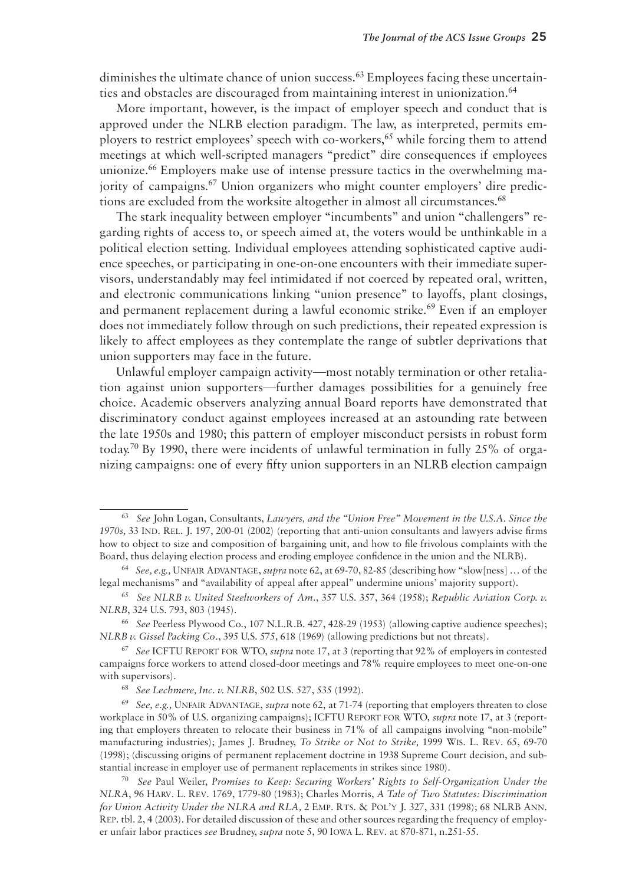diminishes the ultimate chance of union success.[63] Employees facing these uncertainties and obstacles are discouraged from maintaining interest in unionization.[64]

More important, however, is the impact of employer speech and conduct that is approved under the NLRB election paradigm. The law, as interpreted, permits employers to restrict employees' speech with co-workers,[65] while forcing them to attend meetings at which well-scripted managers "predict" dire consequences if employees unionize.[66] Employers make use of intense pressure tactics in the overwhelming majority of campaigns.[67] Union organizers who might counter employers' dire predictions are excluded from the worksite altogether in almost all circumstances.[68]

The stark inequality between employer "incumbents" and union "challengers" regarding rights of access to, or speech aimed at, the voters would be unthinkable in a political election setting. Individual employees attending sophisticated captive audience speeches, or participating in one-on-one encounters with their immediate supervisors, understandably may feel intimidated if not coerced by repeated oral, written, and electronic communications linking "union presence" to layoffs, plant closings, and permanent replacement during a lawful economic strike.[69] Even if an employer does not immediately follow through on such predictions, their repeated expression is likely to affect employees as they contemplate the range of subtler deprivations that union supporters may face in the future.

Unlawful employer campaign activity—most notably termination or other retaliation against union supporters—further damages possibilities for a genuinely free choice. Academic observers analyzing annual Board reports have demonstrated that discriminatory conduct against employees increased at an astounding rate between the late 1950s and 1980; this pattern of employer misconduct persists in robust form today.[70] By 1990, there were incidents of unlawful termination in fully 25% of organizing campaigns: one of every fifty union supporters in an NLRB election campaign

---

[63] *See* John Logan, Consultants, *Lawyers, and the "Union Free" Movement in the U.S.A. Since the 1970s*, 33 Ind. Rel. J. 197, 200-01 (2002) (reporting that anti-union consultants and lawyers advise firms how to object to size and composition of bargaining unit, and how to file frivolous complaints with the Board, thus delaying election process and eroding employee confidence in the union and the NLRB).

[64] *See, e.g.,* Unfair Advantage, *supra* note 62, at 69-70, 82-85 (describing how "slow[ness] … of the legal mechanisms" and "availability of appeal after appeal" undermine unions' majority support).

[65] *See NLRB v. United Steelworkers of Am.*, 357 U.S. 357, 364 (1958); *Republic Aviation Corp. v. NLRB*, 324 U.S. 793, 803 (1945).

[66] *See* Peerless Plywood Co., 107 N.L.R.B. 427, 428-29 (1953) (allowing captive audience speeches); *NLRB v. Gissel Packing Co*., 395 U.S. 575, 618 (1969) (allowing predictions but not threats).

[67] *See* ICFTU Report for WTO, *supra* note 17, at 3 (reporting that 92% of employers in contested campaigns force workers to attend closed-door meetings and 78% require employees to meet one-on-one with supervisors).

[68] *See Lechmere, Inc. v. NLRB*, 502 U.S. 527, 535 (1992).

[69] *See, e.g.,* Unfair Advantage, *supra* note 62, at 71-74 (reporting that employers threaten to close workplace in 50% of U.S. organizing campaigns); ICFTU Report for WTO, *supra* note 17, at 3 (reporting that employers threaten to relocate their business in 71% of all campaigns involving "non-mobile" manufacturing industries); James J. Brudney, *To Strike or Not to Strike,* 1999 Wis. L. Rev. 65, 69-70 (1998); (discussing origins of permanent replacement doctrine in 1938 Supreme Court decision, and substantial increase in employer use of permanent replacements in strikes since 1980).

[70] *See* Paul Weiler, *Promises to Keep: Securing Workers' Rights to Self-Organization Under the NLRA*, 96 Harv. L. Rev. 1769, 1779-80 (1983); Charles Morris, *A Tale of Two Statutes: Discrimination for Union Activity Under the NLRA and RLA,* 2 Emp. Rts. & Pol'y J. 327, 331 (1998); 68 NLRB Ann. Rep. tbl. 2, 4 (2003). For detailed discussion of these and other sources regarding the frequency of employer unfair labor practices *see* Brudney, *supra* note 5, 90 Iowa L. Rev. at 870-871, n.251-55.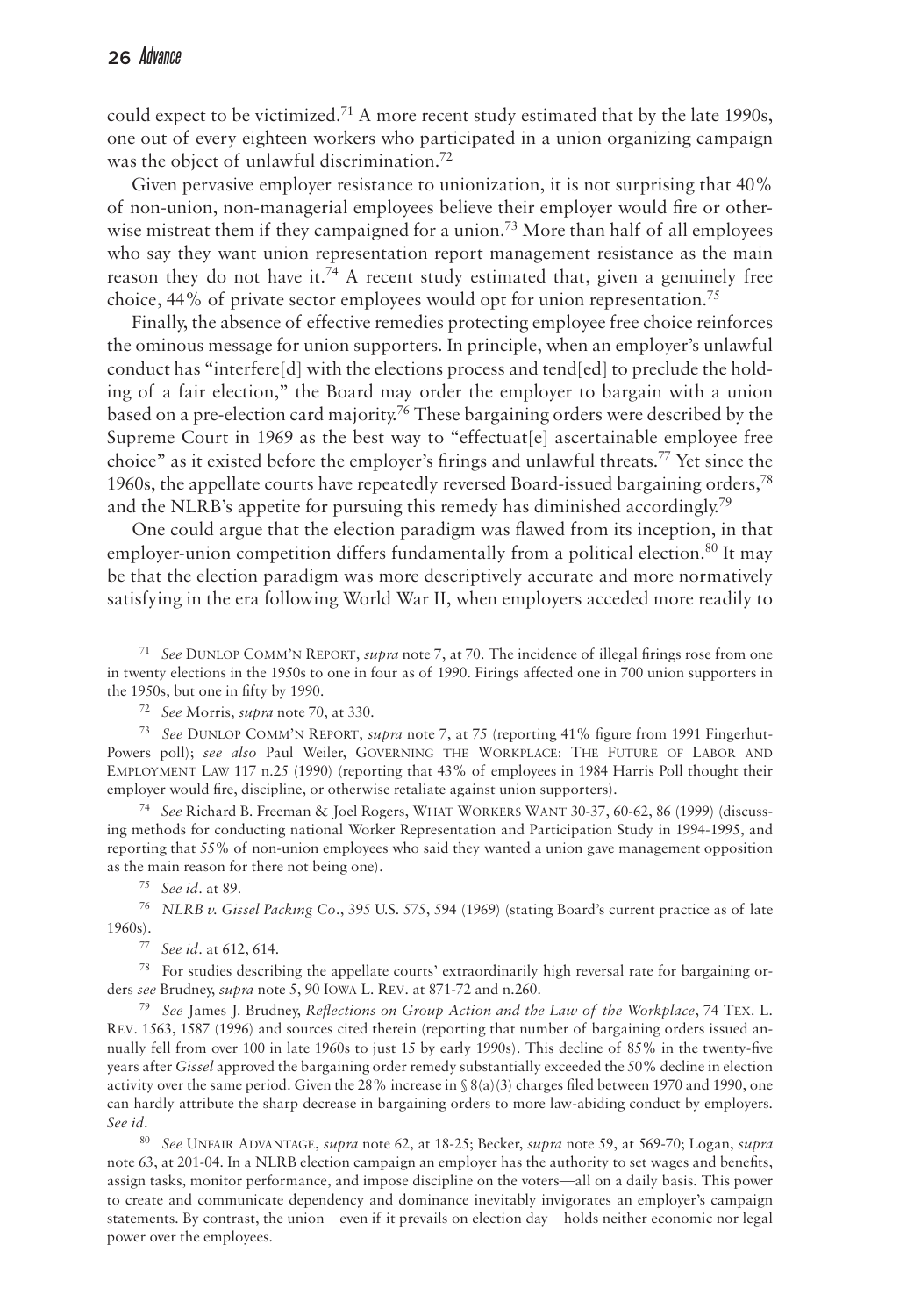could expect to be victimized.[71] A more recent study estimated that by the late 1990s, one out of every eighteen workers who participated in a union organizing campaign was the object of unlawful discrimination.[72]

Given pervasive employer resistance to unionization, it is not surprising that 40% of non-union, non-managerial employees believe their employer would fire or otherwise mistreat them if they campaigned for a union.[73] More than half of all employees who say they want union representation report management resistance as the main reason they do not have it.[74] A recent study estimated that, given a genuinely free choice, 44% of private sector employees would opt for union representation.[75]

Finally, the absence of effective remedies protecting employee free choice reinforces the ominous message for union supporters. In principle, when an employer's unlawful conduct has "interfere[d] with the elections process and tend[ed] to preclude the holding of a fair election," the Board may order the employer to bargain with a union based on a pre-election card majority.[76] These bargaining orders were described by the Supreme Court in 1969 as the best way to "effectuat[e] ascertainable employee free choice" as it existed before the employer's firings and unlawful threats.[77] Yet since the 1960s, the appellate courts have repeatedly reversed Board-issued bargaining orders,[78] and the NLRB's appetite for pursuing this remedy has diminished accordingly.[79]

One could argue that the election paradigm was flawed from its inception, in that employer-union competition differs fundamentally from a political election.[80] It may be that the election paradigm was more descriptively accurate and more normatively satisfying in the era following World War II, when employers acceded more readily to

---

[71] *See* DUNLOP COMM'N REPORT, *supra* note 7, at 70. The incidence of illegal firings rose from one in twenty elections in the 1950s to one in four as of 1990. Firings affected one in 700 union supporters in the 1950s, but one in fifty by 1990.

[72] *See* Morris, *supra* note 70, at 330.

[73] *See* DUNLOP COMM'N REPORT, *supra* note 7, at 75 (reporting 41% figure from 1991 Fingerhut-Powers poll); *see also* Paul Weiler, GOVERNING THE WORKPLACE: THE FUTURE OF LABOR AND EMPLOYMENT LAW 117 n.25 (1990) (reporting that 43% of employees in 1984 Harris Poll thought their employer would fire, discipline, or otherwise retaliate against union supporters).

[74] *See* Richard B. Freeman & Joel Rogers, WHAT WORKERS WANT 30-37, 60-62, 86 (1999) (discussing methods for conducting national Worker Representation and Participation Study in 1994-1995, and reporting that 55% of non-union employees who said they wanted a union gave management opposition as the main reason for there not being one).

[75] *See id*. at 89.

[76] *NLRB v. Gissel Packing Co*., 395 U.S. 575, 594 (1969) (stating Board's current practice as of late 1960s).

[77] *See id*. at 612, 614.

[78] For studies describing the appellate courts' extraordinarily high reversal rate for bargaining orders *see* Brudney, *supra* note 5, 90 IOWA L. REV. at 871-72 and n.260.

[79] *See* James J. Brudney, *Reflections on Group Action and the Law of the Workplace*, 74 TEX. L. REV. 1563, 1587 (1996) and sources cited therein (reporting that number of bargaining orders issued annually fell from over 100 in late 1960s to just 15 by early 1990s). This decline of 85% in the twenty-five years after *Gissel* approved the bargaining order remedy substantially exceeded the 50% decline in election activity over the same period. Given the 28% increase in § 8(a)(3) charges filed between 1970 and 1990, one can hardly attribute the sharp decrease in bargaining orders to more law-abiding conduct by employers. *See id*.

[80] *See* UNFAIR ADVANTAGE, *supra* note 62, at 18-25; Becker, *supra* note 59, at 569-70; Logan, *supra* note 63, at 201-04. In a NLRB election campaign an employer has the authority to set wages and benefits, assign tasks, monitor performance, and impose discipline on the voters—all on a daily basis. This power to create and communicate dependency and dominance inevitably invigorates an employer's campaign statements. By contrast, the union—even if it prevails on election day—holds neither economic nor legal power over the employees.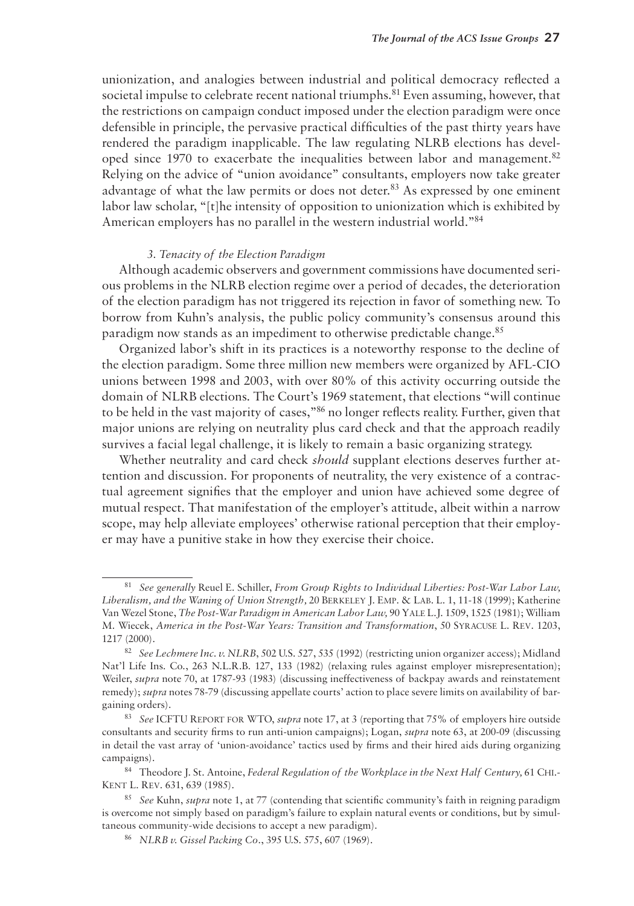unionization, and analogies between industrial and political democracy reflected a societal impulse to celebrate recent national triumphs.[81] Even assuming, however, that the restrictions on campaign conduct imposed under the election paradigm were once defensible in principle, the pervasive practical difficulties of the past thirty years have rendered the paradigm inapplicable. The law regulating NLRB elections has developed since 1970 to exacerbate the inequalities between labor and management.[82] Relying on the advice of "union avoidance" consultants, employers now take greater advantage of what the law permits or does not deter.[83] As expressed by one eminent labor law scholar, "[t]he intensity of opposition to unionization which is exhibited by American employers has no parallel in the western industrial world."[84]

### *3. Tenacity of the Election Paradigm*

Although academic observers and government commissions have documented serious problems in the NLRB election regime over a period of decades, the deterioration of the election paradigm has not triggered its rejection in favor of something new. To borrow from Kuhn's analysis, the public policy community's consensus around this paradigm now stands as an impediment to otherwise predictable change.[85]

Organized labor's shift in its practices is a noteworthy response to the decline of the election paradigm. Some three million new members were organized by AFL-CIO unions between 1998 and 2003, with over 80% of this activity occurring outside the domain of NLRB elections. The Court's 1969 statement, that elections "will continue to be held in the vast majority of cases,"[86] no longer reflects reality. Further, given that major unions are relying on neutrality plus card check and that the approach readily survives a facial legal challenge, it is likely to remain a basic organizing strategy.

Whether neutrality and card check *should* supplant elections deserves further attention and discussion. For proponents of neutrality, the very existence of a contractual agreement signifies that the employer and union have achieved some degree of mutual respect. That manifestation of the employer's attitude, albeit within a narrow scope, may help alleviate employees' otherwise rational perception that their employer may have a punitive stake in how they exercise their choice.

---

[81] *See generally* Reuel E. Schiller, *From Group Rights to Individual Liberties: Post-War Labor Law, Liberalism, and the Waning of Union Strength,* 20 Berkeley J. Emp. & Lab. L. 1, 11-18 (1999); Katherine Van Wezel Stone, *The Post-War Paradigm in American Labor Law,* 90 Yale L.J. 1509, 1525 (1981); William M. Wiecek, *America in the Post-War Years: Transition and Transformation*, 50 Syracuse L. Rev. 1203, 1217 (2000).

[82] *See Lechmere Inc. v. NLRB*, 502 U.S. 527, 535 (1992) (restricting union organizer access); Midland Nat'l Life Ins. Co., 263 N.L.R.B. 127, 133 (1982) (relaxing rules against employer misrepresentation); Weiler, *supra* note 70, at 1787-93 (1983) (discussing ineffectiveness of backpay awards and reinstatement remedy); *supra* notes 78-79 (discussing appellate courts' action to place severe limits on availability of bargaining orders).

[83] *See* ICFTU Report for WTO, *supra* note 17, at 3 (reporting that 75% of employers hire outside consultants and security firms to run anti-union campaigns); Logan, *supra* note 63, at 200-09 (discussing in detail the vast array of 'union-avoidance' tactics used by firms and their hired aids during organizing campaigns).

[84] Theodore J. St. Antoine, *Federal Regulation of the Workplace in the Next Half Century,* 61 Chi.-Kent L. Rev. 631, 639 (1985).

[85] *See* Kuhn, *supra* note 1, at 77 (contending that scientific community's faith in reigning paradigm is overcome not simply based on paradigm's failure to explain natural events or conditions, but by simultaneous community-wide decisions to accept a new paradigm).

[86] *NLRB v. Gissel Packing Co*., 395 U.S. 575, 607 (1969).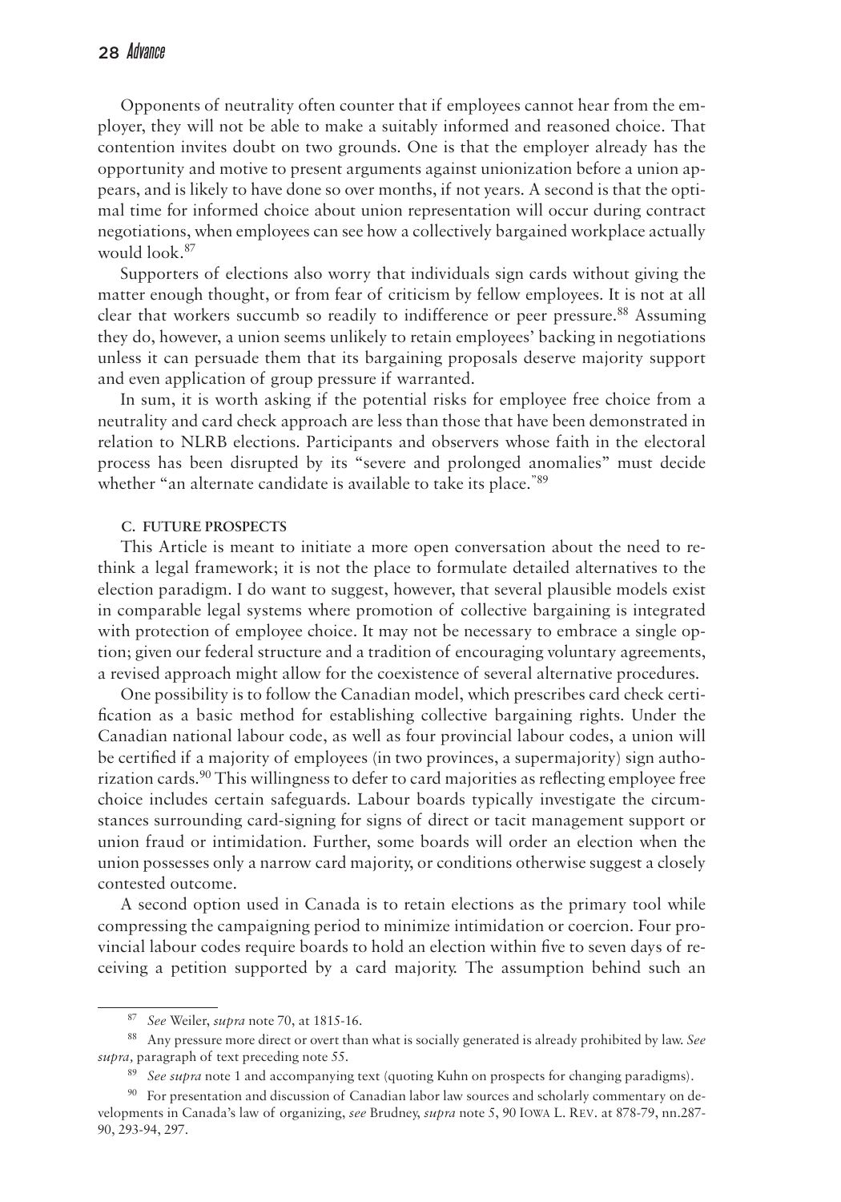Opponents of neutrality often counter that if employees cannot hear from the employer, they will not be able to make a suitably informed and reasoned choice. That contention invites doubt on two grounds. One is that the employer already has the opportunity and motive to present arguments against unionization before a union appears, and is likely to have done so over months, if not years. A second is that the optimal time for informed choice about union representation will occur during contract negotiations, when employees can see how a collectively bargained workplace actually would look.[87]

Supporters of elections also worry that individuals sign cards without giving the matter enough thought, or from fear of criticism by fellow employees. It is not at all clear that workers succumb so readily to indifference or peer pressure.[88] Assuming they do, however, a union seems unlikely to retain employees' backing in negotiations unless it can persuade them that its bargaining proposals deserve majority support and even application of group pressure if warranted.

In sum, it is worth asking if the potential risks for employee free choice from a neutrality and card check approach are less than those that have been demonstrated in relation to NLRB elections. Participants and observers whose faith in the electoral process has been disrupted by its "severe and prolonged anomalies" must decide whether "an alternate candidate is available to take its place."[89]

### C. FUTURE PROSPECTS

This Article is meant to initiate a more open conversation about the need to rethink a legal framework; it is not the place to formulate detailed alternatives to the election paradigm. I do want to suggest, however, that several plausible models exist in comparable legal systems where promotion of collective bargaining is integrated with protection of employee choice. It may not be necessary to embrace a single option; given our federal structure and a tradition of encouraging voluntary agreements, a revised approach might allow for the coexistence of several alternative procedures.

One possibility is to follow the Canadian model, which prescribes card check certification as a basic method for establishing collective bargaining rights. Under the Canadian national labour code, as well as four provincial labour codes, a union will be certified if a majority of employees (in two provinces, a supermajority) sign authorization cards.[90] This willingness to defer to card majorities as reflecting employee free choice includes certain safeguards. Labour boards typically investigate the circumstances surrounding card-signing for signs of direct or tacit management support or union fraud or intimidation. Further, some boards will order an election when the union possesses only a narrow card majority, or conditions otherwise suggest a closely contested outcome.

A second option used in Canada is to retain elections as the primary tool while compressing the campaigning period to minimize intimidation or coercion. Four provincial labour codes require boards to hold an election within five to seven days of receiving a petition supported by a card majority. The assumption behind such an

---

[87] *See* Weiler, *supra* note 70, at 1815-16.

[88] Any pressure more direct or overt than what is socially generated is already prohibited by law. *See supra,* paragraph of text preceding note 55.

[89] *See supra* note 1 and accompanying text (quoting Kuhn on prospects for changing paradigms).

[90] For presentation and discussion of Canadian labor law sources and scholarly commentary on developments in Canada's law of organizing, *see* Brudney, *supra* note 5, 90 IOWA L. REV. at 878-79, nn.287-90, 293-94, 297.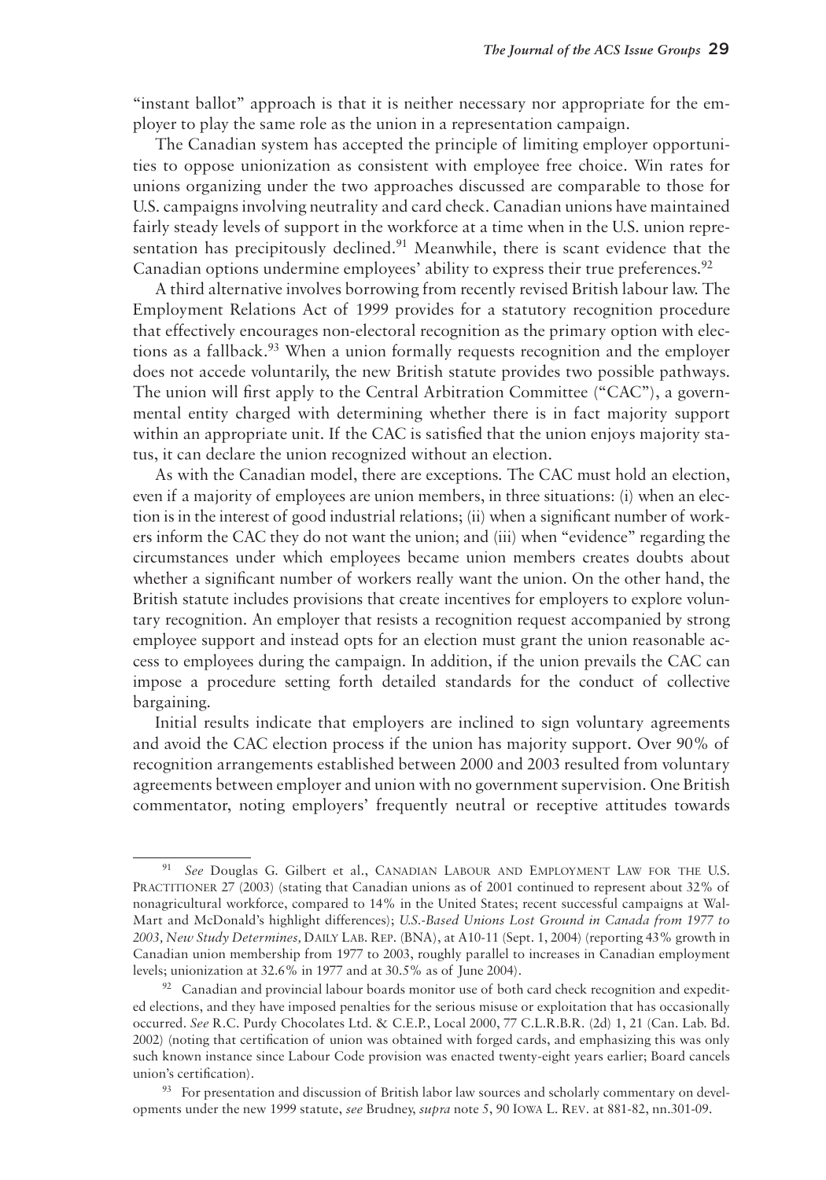"instant ballot" approach is that it is neither necessary nor appropriate for the employer to play the same role as the union in a representation campaign.

The Canadian system has accepted the principle of limiting employer opportunities to oppose unionization as consistent with employee free choice. Win rates for unions organizing under the two approaches discussed are comparable to those for U.S. campaigns involving neutrality and card check. Canadian unions have maintained fairly steady levels of support in the workforce at a time when in the U.S. union representation has precipitously declined.[91] Meanwhile, there is scant evidence that the Canadian options undermine employees' ability to express their true preferences.[92]

A third alternative involves borrowing from recently revised British labour law. The Employment Relations Act of 1999 provides for a statutory recognition procedure that effectively encourages non-electoral recognition as the primary option with elections as a fallback.[93] When a union formally requests recognition and the employer does not accede voluntarily, the new British statute provides two possible pathways. The union will first apply to the Central Arbitration Committee ("CAC"), a governmental entity charged with determining whether there is in fact majority support within an appropriate unit. If the CAC is satisfied that the union enjoys majority status, it can declare the union recognized without an election.

As with the Canadian model, there are exceptions. The CAC must hold an election, even if a majority of employees are union members, in three situations: (i) when an election is in the interest of good industrial relations; (ii) when a significant number of workers inform the CAC they do not want the union; and (iii) when "evidence" regarding the circumstances under which employees became union members creates doubts about whether a significant number of workers really want the union. On the other hand, the British statute includes provisions that create incentives for employers to explore voluntary recognition. An employer that resists a recognition request accompanied by strong employee support and instead opts for an election must grant the union reasonable access to employees during the campaign. In addition, if the union prevails the CAC can impose a procedure setting forth detailed standards for the conduct of collective bargaining.

Initial results indicate that employers are inclined to sign voluntary agreements and avoid the CAC election process if the union has majority support. Over 90% of recognition arrangements established between 2000 and 2003 resulted from voluntary agreements between employer and union with no government supervision. One British commentator, noting employers' frequently neutral or receptive attitudes towards

---

[91] *See* Douglas G. Gilbert et al., CANADIAN LABOUR AND EMPLOYMENT LAW FOR THE U.S. PRACTITIONER 27 (2003) (stating that Canadian unions as of 2001 continued to represent about 32% of nonagricultural workforce, compared to 14% in the United States; recent successful campaigns at Wal-Mart and McDonald's highlight differences); *U.S.-Based Unions Lost Ground in Canada from 1977 to 2003, New Study Determines,* DAILY LAB. REP. (BNA), at A10-11 (Sept. 1, 2004) (reporting 43% growth in Canadian union membership from 1977 to 2003, roughly parallel to increases in Canadian employment levels; unionization at 32.6% in 1977 and at 30.5% as of June 2004).

[92] Canadian and provincial labour boards monitor use of both card check recognition and expedited elections, and they have imposed penalties for the serious misuse or exploitation that has occasionally occurred. *See* R.C. Purdy Chocolates Ltd. & C.E.P., Local 2000, 77 C.L.R.B.R. (2d) 1, 21 (Can. Lab. Bd. 2002) (noting that certification of union was obtained with forged cards, and emphasizing this was only such known instance since Labour Code provision was enacted twenty-eight years earlier; Board cancels union's certification).

[93] For presentation and discussion of British labor law sources and scholarly commentary on developments under the new 1999 statute, *see* Brudney, *supra* note 5, 90 IOWA L. REV. at 881-82, nn.301-09.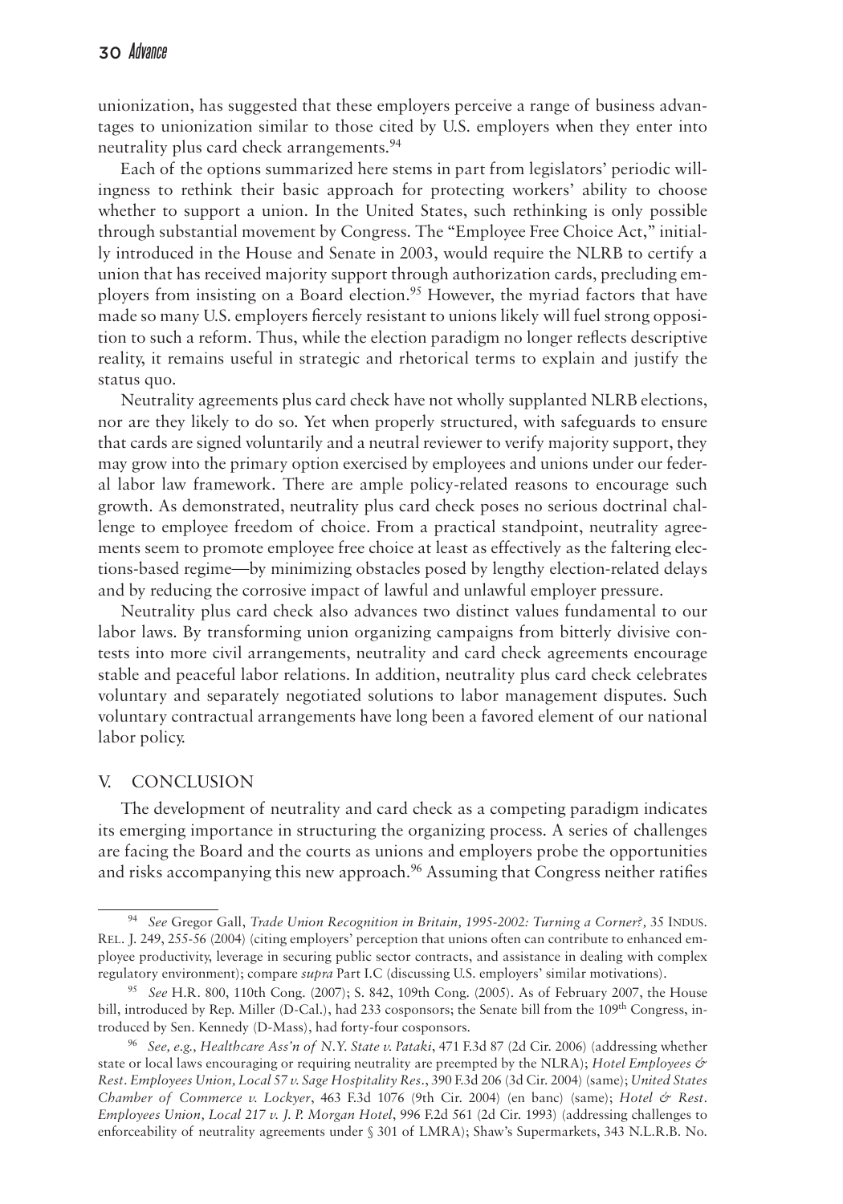unionization, has suggested that these employers perceive a range of business advantages to unionization similar to those cited by U.S. employers when they enter into neutrality plus card check arrangements.[94]

Each of the options summarized here stems in part from legislators' periodic willingness to rethink their basic approach for protecting workers' ability to choose whether to support a union. In the United States, such rethinking is only possible through substantial movement by Congress. The "Employee Free Choice Act," initially introduced in the House and Senate in 2003, would require the NLRB to certify a union that has received majority support through authorization cards, precluding employers from insisting on a Board election.[95] However, the myriad factors that have made so many U.S. employers fiercely resistant to unions likely will fuel strong opposition to such a reform. Thus, while the election paradigm no longer reflects descriptive reality, it remains useful in strategic and rhetorical terms to explain and justify the status quo.

Neutrality agreements plus card check have not wholly supplanted NLRB elections, nor are they likely to do so. Yet when properly structured, with safeguards to ensure that cards are signed voluntarily and a neutral reviewer to verify majority support, they may grow into the primary option exercised by employees and unions under our federal labor law framework. There are ample policy-related reasons to encourage such growth. As demonstrated, neutrality plus card check poses no serious doctrinal challenge to employee freedom of choice. From a practical standpoint, neutrality agreements seem to promote employee free choice at least as effectively as the faltering elections-based regime—by minimizing obstacles posed by lengthy election-related delays and by reducing the corrosive impact of lawful and unlawful employer pressure.

Neutrality plus card check also advances two distinct values fundamental to our labor laws. By transforming union organizing campaigns from bitterly divisive contests into more civil arrangements, neutrality and card check agreements encourage stable and peaceful labor relations. In addition, neutrality plus card check celebrates voluntary and separately negotiated solutions to labor management disputes. Such voluntary contractual arrangements have long been a favored element of our national labor policy.

## V. CONCLUSION

The development of neutrality and card check as a competing paradigm indicates its emerging importance in structuring the organizing process. A series of challenges are facing the Board and the courts as unions and employers probe the opportunities and risks accompanying this new approach.[96] Assuming that Congress neither ratifies

---

[94] *See* Gregor Gall, *Trade Union Recognition in Britain, 1995-2002: Turning a Corner?,* 35 INDUS. REL. J. 249, 255-56 (2004) (citing employers' perception that unions often can contribute to enhanced employee productivity, leverage in securing public sector contracts, and assistance in dealing with complex regulatory environment); compare *supra* Part I.C (discussing U.S. employers' similar motivations).

[95] *See* H.R. 800, 110th Cong. (2007); S. 842, 109th Cong. (2005). As of February 2007, the House bill, introduced by Rep. Miller (D-Cal.), had 233 cosponsors; the Senate bill from the 109th Congress, introduced by Sen. Kennedy (D-Mass), had forty-four cosponsors.

[96] *See, e.g., Healthcare Ass'n of N.Y. State v. Pataki*, 471 F.3d 87 (2d Cir. 2006) (addressing whether state or local laws encouraging or requiring neutrality are preempted by the NLRA); *Hotel Employees & Rest. Employees Union, Local 57 v. Sage Hospitality Res.*, 390 F.3d 206 (3d Cir. 2004) (same); *United States Chamber of Commerce v. Lockyer*, 463 F.3d 1076 (9th Cir. 2004) (en banc) (same); *Hotel & Rest. Employees Union, Local 217 v. J. P. Morgan Hotel*, 996 F.2d 561 (2d Cir. 1993) (addressing challenges to enforceability of neutrality agreements under § 301 of LMRA); Shaw's Supermarkets, 343 N.L.R.B. No.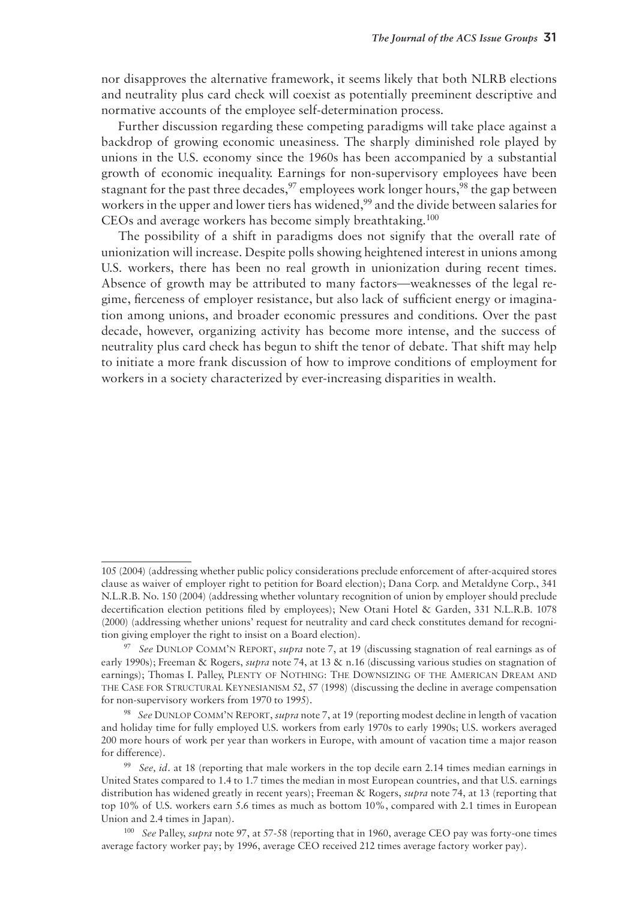nor disapproves the alternative framework, it seems likely that both NLRB elections and neutrality plus card check will coexist as potentially preeminent descriptive and normative accounts of the employee self-determination process.

Further discussion regarding these competing paradigms will take place against a backdrop of growing economic uneasiness. The sharply diminished role played by unions in the U.S. economy since the 1960s has been accompanied by a substantial growth of economic inequality. Earnings for non-supervisory employees have been stagnant for the past three decades,[97] employees work longer hours,[98] the gap between workers in the upper and lower tiers has widened,[99] and the divide between salaries for CEOs and average workers has become simply breathtaking.[100]

The possibility of a shift in paradigms does not signify that the overall rate of unionization will increase. Despite polls showing heightened interest in unions among U.S. workers, there has been no real growth in unionization during recent times. Absence of growth may be attributed to many factors—weaknesses of the legal regime, fierceness of employer resistance, but also lack of sufficient energy or imagination among unions, and broader economic pressures and conditions. Over the past decade, however, organizing activity has become more intense, and the success of neutrality plus card check has begun to shift the tenor of debate. That shift may help to initiate a more frank discussion of how to improve conditions of employment for workers in a society characterized by ever-increasing disparities in wealth.

---

105 (2004) (addressing whether public policy considerations preclude enforcement of after-acquired stores clause as waiver of employer right to petition for Board election); Dana Corp. and Metaldyne Corp., 341 N.L.R.B. No. 150 (2004) (addressing whether voluntary recognition of union by employer should preclude decertification election petitions filed by employees); New Otani Hotel & Garden, 331 N.L.R.B. 1078 (2000) (addressing whether unions' request for neutrality and card check constitutes demand for recognition giving employer the right to insist on a Board election).

[97] *See* DUNLOP COMM'N REPORT, *supra* note 7, at 19 (discussing stagnation of real earnings as of early 1990s); Freeman & Rogers, *supra* note 74, at 13 & n.16 (discussing various studies on stagnation of earnings); Thomas I. Palley, PLENTY OF NOTHING: THE DOWNSIZING OF THE AMERICAN DREAM AND THE CASE FOR STRUCTURAL KEYNESIANISM 52, 57 (1998) (discussing the decline in average compensation for non-supervisory workers from 1970 to 1995).

[98] *See* DUNLOP COMM'N REPORT, *supra* note 7, at 19 (reporting modest decline in length of vacation and holiday time for fully employed U.S. workers from early 1970s to early 1990s; U.S. workers averaged 200 more hours of work per year than workers in Europe, with amount of vacation time a major reason for difference).

[99] *See, id*. at 18 (reporting that male workers in the top decile earn 2.14 times median earnings in United States compared to 1.4 to 1.7 times the median in most European countries, and that U.S. earnings distribution has widened greatly in recent years); Freeman & Rogers, *supra* note 74, at 13 (reporting that top 10% of U.S. workers earn 5.6 times as much as bottom 10%, compared with 2.1 times in European Union and 2.4 times in Japan).

[100] *See* Palley, *supra* note 97, at 57-58 (reporting that in 1960, average CEO pay was forty-one times average factory worker pay; by 1996, average CEO received 212 times average factory worker pay).